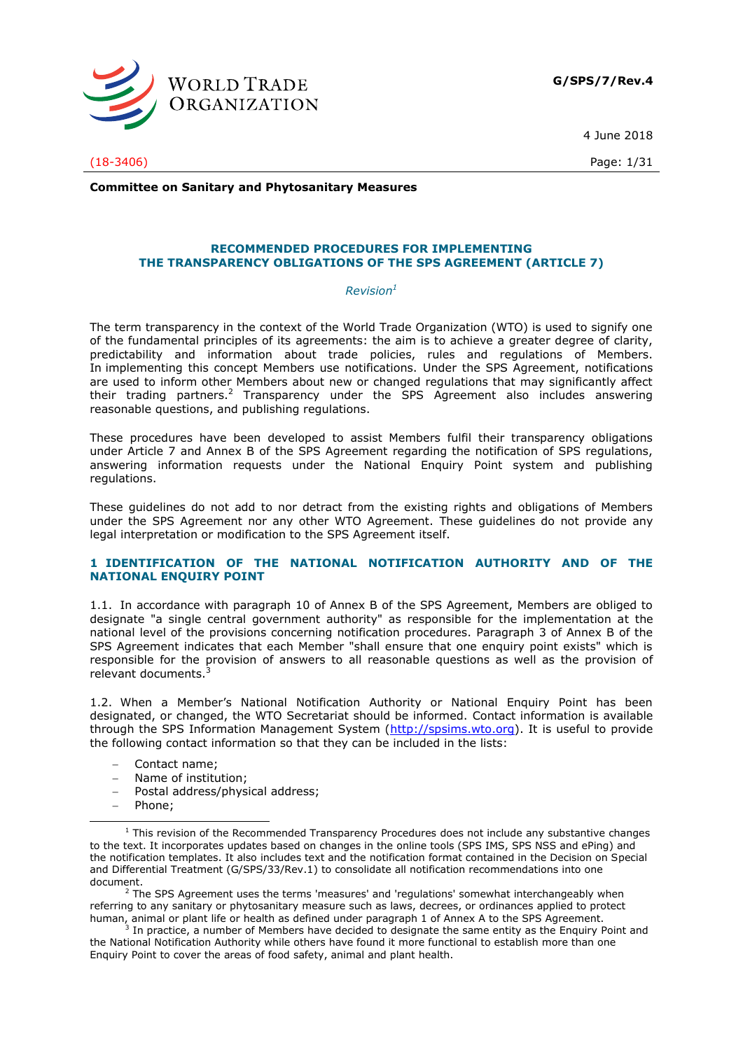G/SPS/7/Rev.4

4 June 2018

(18-3406)

**Committee on Sanitary and Phytosanitary Measures**

## RECOMMENDED PROCEDURES FOR IMPLEMENTING THE TRANSPARENCY OBLIGATIONS OF THE SPS AGREEMENT (ARTICLE 7)

*Revision*[1]

The term transparency in the context of the World Trade Organization (WTO) is used to signify one of the fundamental principles of its agreements: the aim is to achieve a greater degree of clarity, predictability and information about trade policies, rules and regulations of Members. In implementing this concept Members use notifications. Under the SPS Agreement, notifications are used to inform other Members about new or changed regulations that may significantly affect their trading partners.[2] Transparency under the SPS Agreement also includes answering reasonable questions, and publishing regulations.

These procedures have been developed to assist Members fulfil their transparency obligations under Article 7 and Annex B of the SPS Agreement regarding the notification of SPS regulations, answering information requests under the National Enquiry Point system and publishing regulations.

These guidelines do not add to nor detract from the existing rights and obligations of Members under the SPS Agreement nor any other WTO Agreement. These guidelines do not provide any legal interpretation or modification to the SPS Agreement itself.

## 1 IDENTIFICATION OF THE NATIONAL NOTIFICATION AUTHORITY AND OF THE NATIONAL ENQUIRY POINT

1.1. In accordance with paragraph 10 of Annex B of the SPS Agreement, Members are obliged to designate "a single central government authority" as responsible for the implementation at the national level of the provisions concerning notification procedures. Paragraph 3 of Annex B of the SPS Agreement indicates that each Member "shall ensure that one enquiry point exists" which is responsible for the provision of answers to all reasonable questions as well as the provision of relevant documents.[3]

1.2. When a Member's National Notification Authority or National Enquiry Point has been designated, or changed, the WTO Secretariat should be informed. Contact information is available through the SPS Information Management System (http://spsims.wto.org). It is useful to provide the following contact information so that they can be included in the lists:

- Contact name;
- Name of institution;
- Postal address/physical address;
- Phone;

---

[1] This revision of the Recommended Transparency Procedures does not include any substantive changes to the text. It incorporates updates based on changes in the online tools (SPS IMS, SPS NSS and ePing) and the notification templates. It also includes text and the notification format contained in the Decision on Special and Differential Treatment (G/SPS/33/Rev.1) to consolidate all notification recommendations into one document.

[2] The SPS Agreement uses the terms 'measures' and 'regulations' somewhat interchangeably when referring to any sanitary or phytosanitary measure such as laws, decrees, or ordinances applied to protect human, animal or plant life or health as defined under paragraph 1 of Annex A to the SPS Agreement.

[3] In practice, a number of Members have decided to designate the same entity as the Enquiry Point and the National Notification Authority while others have found it more functional to establish more than one Enquiry Point to cover the areas of food safety, animal and plant health.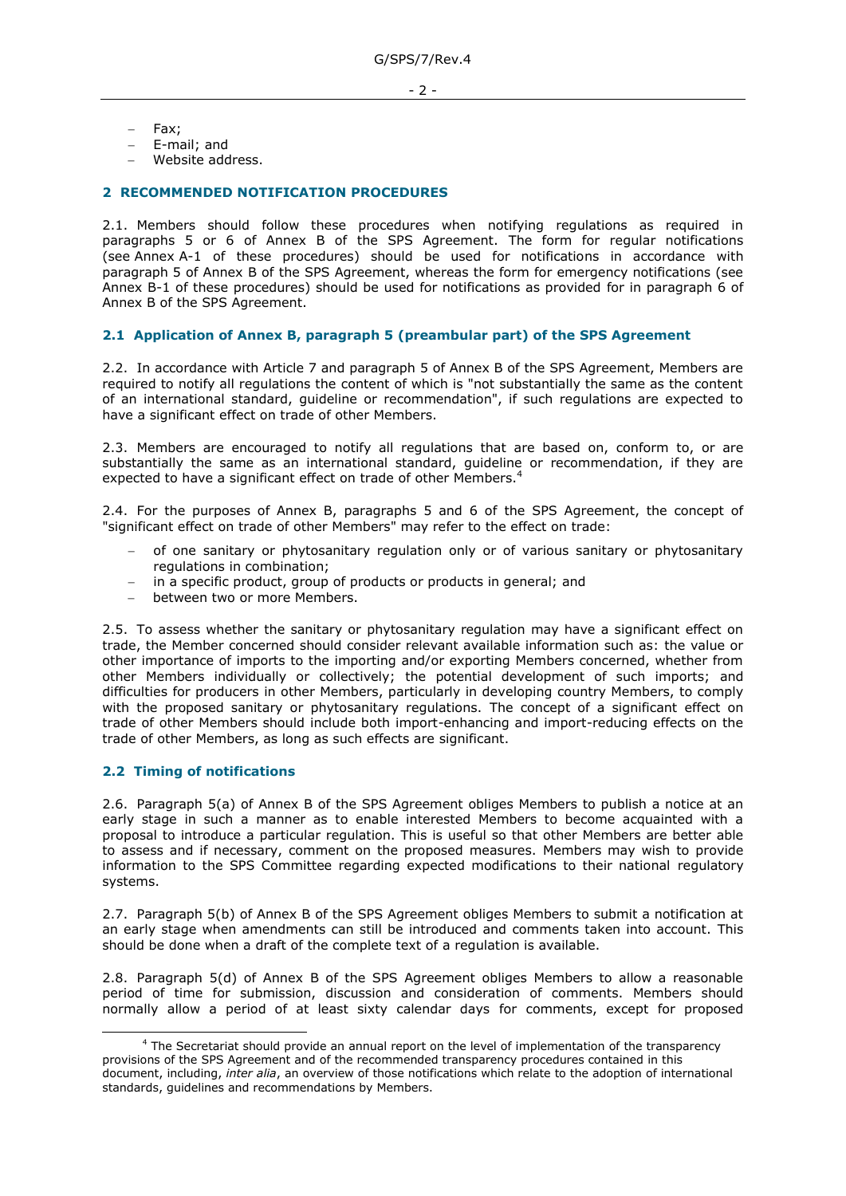- Fax;
- E-mail; and
- Website address.

## 2 RECOMMENDED NOTIFICATION PROCEDURES

2.1. Members should follow these procedures when notifying regulations as required in paragraphs 5 or 6 of Annex B of the SPS Agreement. The form for regular notifications (see Annex A-1 of these procedures) should be used for notifications in accordance with paragraph 5 of Annex B of the SPS Agreement, whereas the form for emergency notifications (see Annex B-1 of these procedures) should be used for notifications as provided for in paragraph 6 of Annex B of the SPS Agreement.

### 2.1 Application of Annex B, paragraph 5 (preambular part) of the SPS Agreement

2.2. In accordance with Article 7 and paragraph 5 of Annex B of the SPS Agreement, Members are required to notify all regulations the content of which is "not substantially the same as the content of an international standard, guideline or recommendation", if such regulations are expected to have a significant effect on trade of other Members.

2.3. Members are encouraged to notify all regulations that are based on, conform to, or are substantially the same as an international standard, guideline or recommendation, if they are expected to have a significant effect on trade of other Members.[4]

2.4. For the purposes of Annex B, paragraphs 5 and 6 of the SPS Agreement, the concept of "significant effect on trade of other Members" may refer to the effect on trade:

- of one sanitary or phytosanitary regulation only or of various sanitary or phytosanitary regulations in combination;
- in a specific product, group of products or products in general; and
- between two or more Members.

2.5. To assess whether the sanitary or phytosanitary regulation may have a significant effect on trade, the Member concerned should consider relevant available information such as: the value or other importance of imports to the importing and/or exporting Members concerned, whether from other Members individually or collectively; the potential development of such imports; and difficulties for producers in other Members, particularly in developing country Members, to comply with the proposed sanitary or phytosanitary regulations. The concept of a significant effect on trade of other Members should include both import-enhancing and import-reducing effects on the trade of other Members, as long as such effects are significant.

### 2.2 Timing of notifications

2.6. Paragraph 5(a) of Annex B of the SPS Agreement obliges Members to publish a notice at an early stage in such a manner as to enable interested Members to become acquainted with a proposal to introduce a particular regulation. This is useful so that other Members are better able to assess and if necessary, comment on the proposed measures. Members may wish to provide information to the SPS Committee regarding expected modifications to their national regulatory systems.

2.7. Paragraph 5(b) of Annex B of the SPS Agreement obliges Members to submit a notification at an early stage when amendments can still be introduced and comments taken into account. This should be done when a draft of the complete text of a regulation is available.

2.8. Paragraph 5(d) of Annex B of the SPS Agreement obliges Members to allow a reasonable period of time for submission, discussion and consideration of comments. Members should normally allow a period of at least sixty calendar days for comments, except for proposed

[4] The Secretariat should provide an annual report on the level of implementation of the transparency provisions of the SPS Agreement and of the recommended transparency procedures contained in this document, including, *inter alia*, an overview of those notifications which relate to the adoption of international standards, guidelines and recommendations by Members.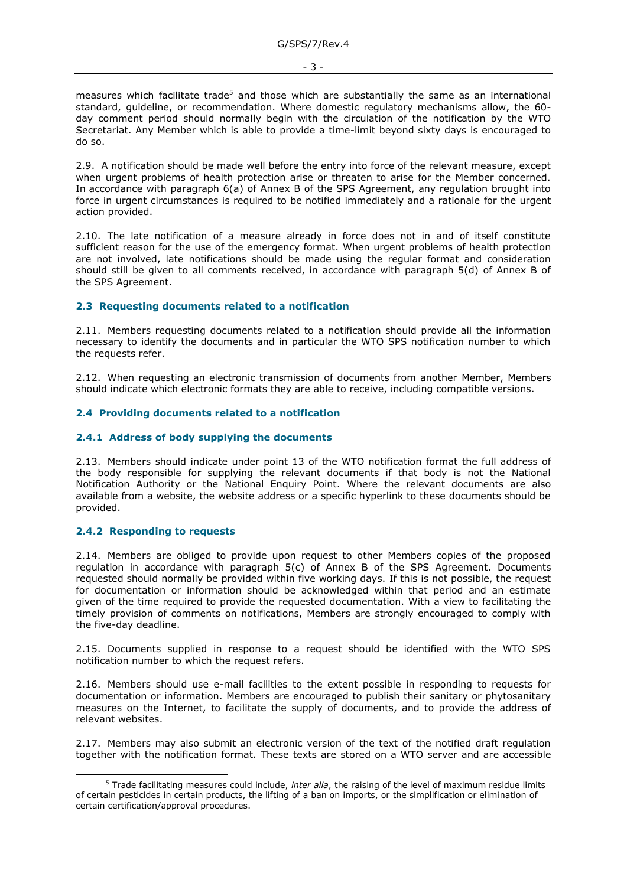measures which facilitate trade[5] and those which are substantially the same as an international standard, guideline, or recommendation. Where domestic regulatory mechanisms allow, the 60-day comment period should normally begin with the circulation of the notification by the WTO Secretariat. Any Member which is able to provide a time-limit beyond sixty days is encouraged to do so.

2.9. A notification should be made well before the entry into force of the relevant measure, except when urgent problems of health protection arise or threaten to arise for the Member concerned. In accordance with paragraph 6(a) of Annex B of the SPS Agreement, any regulation brought into force in urgent circumstances is required to be notified immediately and a rationale for the urgent action provided.

2.10. The late notification of a measure already in force does not in and of itself constitute sufficient reason for the use of the emergency format. When urgent problems of health protection are not involved, late notifications should be made using the regular format and consideration should still be given to all comments received, in accordance with paragraph 5(d) of Annex B of the SPS Agreement.

### 2.3 Requesting documents related to a notification

2.11. Members requesting documents related to a notification should provide all the information necessary to identify the documents and in particular the WTO SPS notification number to which the requests refer.

2.12. When requesting an electronic transmission of documents from another Member, Members should indicate which electronic formats they are able to receive, including compatible versions.

### 2.4 Providing documents related to a notification

#### 2.4.1 Address of body supplying the documents

2.13. Members should indicate under point 13 of the WTO notification format the full address of the body responsible for supplying the relevant documents if that body is not the National Notification Authority or the National Enquiry Point. Where the relevant documents are also available from a website, the website address or a specific hyperlink to these documents should be provided.

#### 2.4.2 Responding to requests

2.14. Members are obliged to provide upon request to other Members copies of the proposed regulation in accordance with paragraph 5(c) of Annex B of the SPS Agreement. Documents requested should normally be provided within five working days. If this is not possible, the request for documentation or information should be acknowledged within that period and an estimate given of the time required to provide the requested documentation. With a view to facilitating the timely provision of comments on notifications, Members are strongly encouraged to comply with the five-day deadline.

2.15. Documents supplied in response to a request should be identified with the WTO SPS notification number to which the request refers.

2.16. Members should use e-mail facilities to the extent possible in responding to requests for documentation or information. Members are encouraged to publish their sanitary or phytosanitary measures on the Internet, to facilitate the supply of documents, and to provide the address of relevant websites.

2.17. Members may also submit an electronic version of the text of the notified draft regulation together with the notification format. These texts are stored on a WTO server and are accessible

---

[5] Trade facilitating measures could include, *inter alia*, the raising of the level of maximum residue limits of certain pesticides in certain products, the lifting of a ban on imports, or the simplification or elimination of certain certification/approval procedures.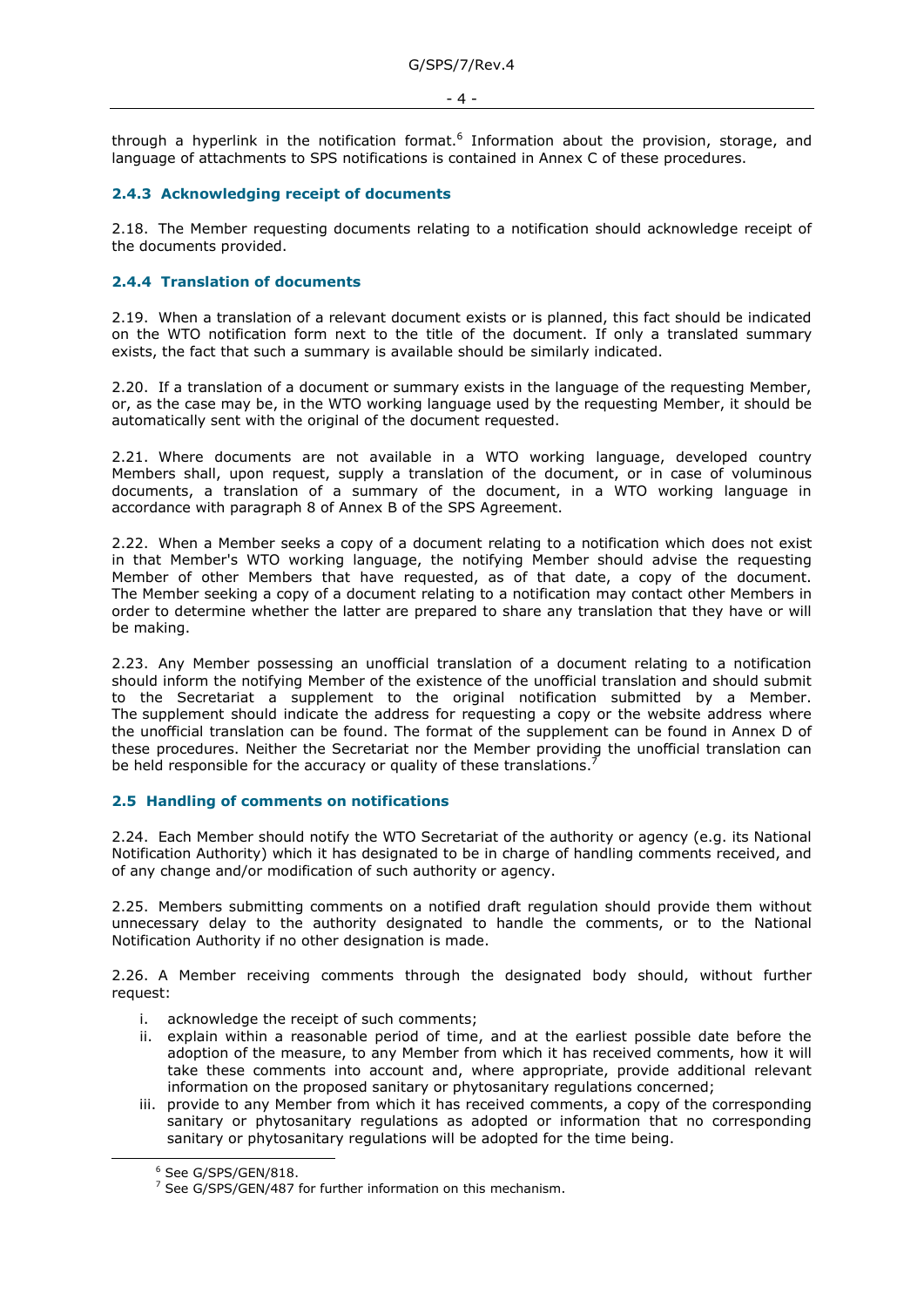through a hyperlink in the notification format.[6] Information about the provision, storage, and language of attachments to SPS notifications is contained in Annex C of these procedures.

### 2.4.3 Acknowledging receipt of documents

2.18. The Member requesting documents relating to a notification should acknowledge receipt of the documents provided.

### 2.4.4 Translation of documents

2.19. When a translation of a relevant document exists or is planned, this fact should be indicated on the WTO notification form next to the title of the document. If only a translated summary exists, the fact that such a summary is available should be similarly indicated.

2.20. If a translation of a document or summary exists in the language of the requesting Member, or, as the case may be, in the WTO working language used by the requesting Member, it should be automatically sent with the original of the document requested.

2.21. Where documents are not available in a WTO working language, developed country Members shall, upon request, supply a translation of the document, or in case of voluminous documents, a translation of a summary of the document, in a WTO working language in accordance with paragraph 8 of Annex B of the SPS Agreement.

2.22. When a Member seeks a copy of a document relating to a notification which does not exist in that Member's WTO working language, the notifying Member should advise the requesting Member of other Members that have requested, as of that date, a copy of the document. The Member seeking a copy of a document relating to a notification may contact other Members in order to determine whether the latter are prepared to share any translation that they have or will be making.

2.23. Any Member possessing an unofficial translation of a document relating to a notification should inform the notifying Member of the existence of the unofficial translation and should submit to the Secretariat a supplement to the original notification submitted by a Member. The supplement should indicate the address for requesting a copy or the website address where the unofficial translation can be found. The format of the supplement can be found in Annex D of these procedures. Neither the Secretariat nor the Member providing the unofficial translation can be held responsible for the accuracy or quality of these translations.[7]

## 2.5 Handling of comments on notifications

2.24. Each Member should notify the WTO Secretariat of the authority or agency (e.g. its National Notification Authority) which it has designated to be in charge of handling comments received, and of any change and/or modification of such authority or agency.

2.25. Members submitting comments on a notified draft regulation should provide them without unnecessary delay to the authority designated to handle the comments, or to the National Notification Authority if no other designation is made.

2.26. A Member receiving comments through the designated body should, without further request:

i. acknowledge the receipt of such comments;
ii. explain within a reasonable period of time, and at the earliest possible date before the adoption of the measure, to any Member from which it has received comments, how it will take these comments into account and, where appropriate, provide additional relevant information on the proposed sanitary or phytosanitary regulations concerned;
iii. provide to any Member from which it has received comments, a copy of the corresponding sanitary or phytosanitary regulations as adopted or information that no corresponding sanitary or phytosanitary regulations will be adopted for the time being.

---

[6] See G/SPS/GEN/818.

[7] See G/SPS/GEN/487 for further information on this mechanism.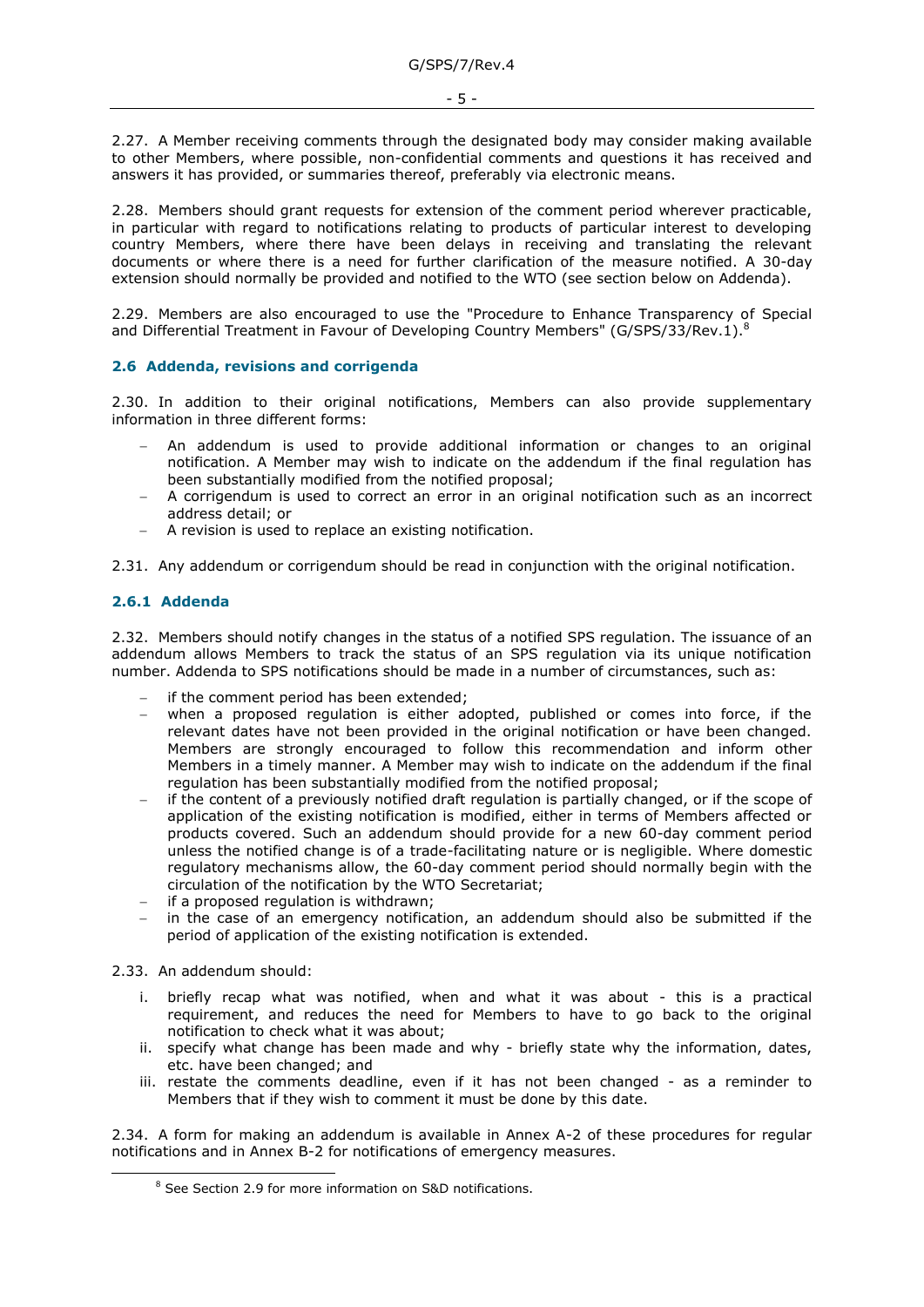2.27. A Member receiving comments through the designated body may consider making available to other Members, where possible, non-confidential comments and questions it has received and answers it has provided, or summaries thereof, preferably via electronic means.

2.28. Members should grant requests for extension of the comment period wherever practicable, in particular with regard to notifications relating to products of particular interest to developing country Members, where there have been delays in receiving and translating the relevant documents or where there is a need for further clarification of the measure notified. A 30-day extension should normally be provided and notified to the WTO (see section below on Addenda).

2.29. Members are also encouraged to use the "Procedure to Enhance Transparency of Special and Differential Treatment in Favour of Developing Country Members" (G/SPS/33/Rev.1).[8]

## 2.6 Addenda, revisions and corrigenda

2.30. In addition to their original notifications, Members can also provide supplementary information in three different forms:

- An addendum is used to provide additional information or changes to an original notification. A Member may wish to indicate on the addendum if the final regulation has been substantially modified from the notified proposal;
- A corrigendum is used to correct an error in an original notification such as an incorrect address detail; or
- A revision is used to replace an existing notification.

2.31. Any addendum or corrigendum should be read in conjunction with the original notification.

### 2.6.1 Addenda

2.32. Members should notify changes in the status of a notified SPS regulation. The issuance of an addendum allows Members to track the status of an SPS regulation via its unique notification number. Addenda to SPS notifications should be made in a number of circumstances, such as:

- if the comment period has been extended;
- when a proposed regulation is either adopted, published or comes into force, if the relevant dates have not been provided in the original notification or have been changed. Members are strongly encouraged to follow this recommendation and inform other Members in a timely manner. A Member may wish to indicate on the addendum if the final regulation has been substantially modified from the notified proposal;
- if the content of a previously notified draft regulation is partially changed, or if the scope of application of the existing notification is modified, either in terms of Members affected or products covered. Such an addendum should provide for a new 60-day comment period unless the notified change is of a trade-facilitating nature or is negligible. Where domestic regulatory mechanisms allow, the 60-day comment period should normally begin with the circulation of the notification by the WTO Secretariat;
- if a proposed regulation is withdrawn;
- in the case of an emergency notification, an addendum should also be submitted if the period of application of the existing notification is extended.

2.33. An addendum should:

i. briefly recap what was notified, when and what it was about - this is a practical requirement, and reduces the need for Members to have to go back to the original notification to check what it was about;
ii. specify what change has been made and why - briefly state why the information, dates, etc. have been changed; and
iii. restate the comments deadline, even if it has not been changed - as a reminder to Members that if they wish to comment it must be done by this date.

2.34. A form for making an addendum is available in Annex A-2 of these procedures for regular notifications and in Annex B-2 for notifications of emergency measures.

[8] See Section 2.9 for more information on S&D notifications.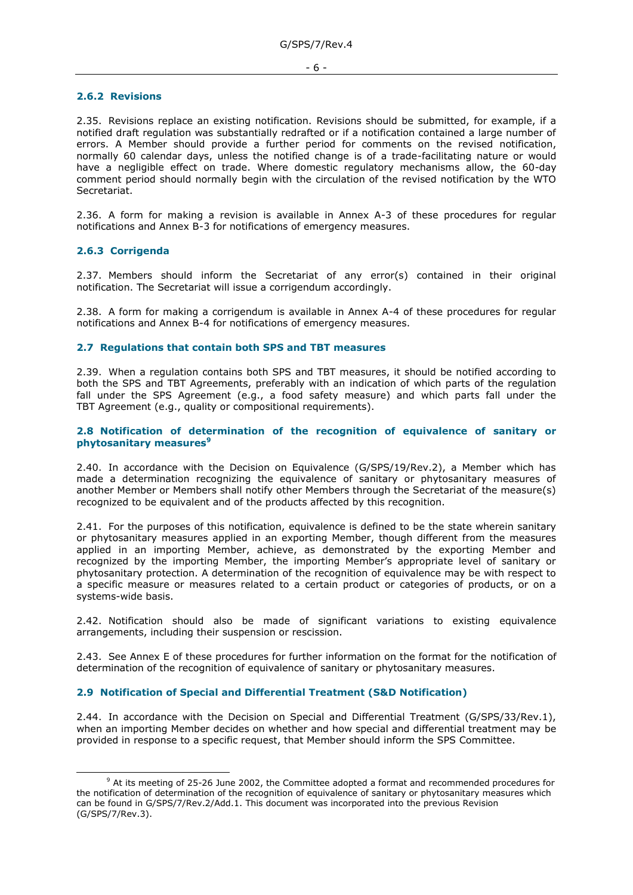### 2.6.2 Revisions

2.35. Revisions replace an existing notification. Revisions should be submitted, for example, if a notified draft regulation was substantially redrafted or if a notification contained a large number of errors. A Member should provide a further period for comments on the revised notification, normally 60 calendar days, unless the notified change is of a trade-facilitating nature or would have a negligible effect on trade. Where domestic regulatory mechanisms allow, the 60-day comment period should normally begin with the circulation of the revised notification by the WTO Secretariat.

2.36. A form for making a revision is available in Annex A-3 of these procedures for regular notifications and Annex B-3 for notifications of emergency measures.

### 2.6.3 Corrigenda

2.37. Members should inform the Secretariat of any error(s) contained in their original notification. The Secretariat will issue a corrigendum accordingly.

2.38. A form for making a corrigendum is available in Annex A-4 of these procedures for regular notifications and Annex B-4 for notifications of emergency measures.

## 2.7 Regulations that contain both SPS and TBT measures

2.39. When a regulation contains both SPS and TBT measures, it should be notified according to both the SPS and TBT Agreements, preferably with an indication of which parts of the regulation fall under the SPS Agreement (e.g., a food safety measure) and which parts fall under the TBT Agreement (e.g., quality or compositional requirements).

## 2.8 Notification of determination of the recognition of equivalence of sanitary or phytosanitary measures[9]

2.40. In accordance with the Decision on Equivalence (G/SPS/19/Rev.2), a Member which has made a determination recognizing the equivalence of sanitary or phytosanitary measures of another Member or Members shall notify other Members through the Secretariat of the measure(s) recognized to be equivalent and of the products affected by this recognition.

2.41. For the purposes of this notification, equivalence is defined to be the state wherein sanitary or phytosanitary measures applied in an exporting Member, though different from the measures applied in an importing Member, achieve, as demonstrated by the exporting Member and recognized by the importing Member, the importing Member's appropriate level of sanitary or phytosanitary protection. A determination of the recognition of equivalence may be with respect to a specific measure or measures related to a certain product or categories of products, or on a systems-wide basis.

2.42. Notification should also be made of significant variations to existing equivalence arrangements, including their suspension or rescission.

2.43. See Annex E of these procedures for further information on the format for the notification of determination of the recognition of equivalence of sanitary or phytosanitary measures.

## 2.9 Notification of Special and Differential Treatment (S&D Notification)

2.44. In accordance with the Decision on Special and Differential Treatment (G/SPS/33/Rev.1), when an importing Member decides on whether and how special and differential treatment may be provided in response to a specific request, that Member should inform the SPS Committee.

---

[9] At its meeting of 25-26 June 2002, the Committee adopted a format and recommended procedures for the notification of determination of the recognition of equivalence of sanitary or phytosanitary measures which can be found in G/SPS/7/Rev.2/Add.1. This document was incorporated into the previous Revision (G/SPS/7/Rev.3).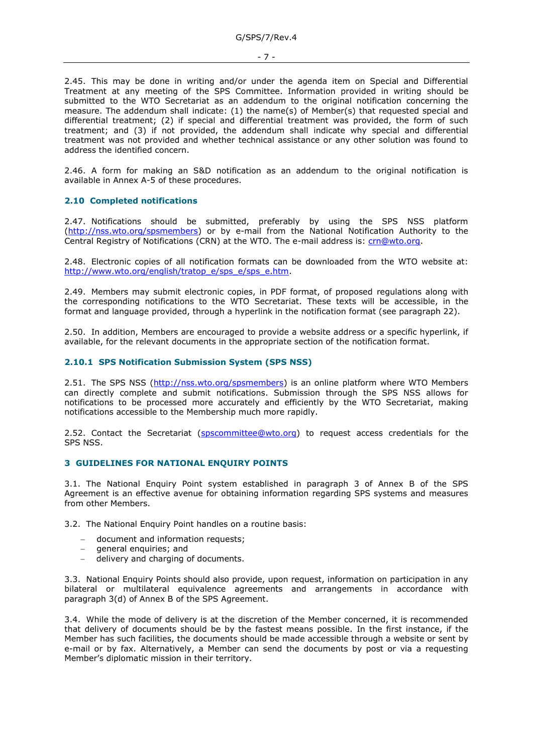2.45. This may be done in writing and/or under the agenda item on Special and Differential Treatment at any meeting of the SPS Committee. Information provided in writing should be submitted to the WTO Secretariat as an addendum to the original notification concerning the measure. The addendum shall indicate: (1) the name(s) of Member(s) that requested special and differential treatment; (2) if special and differential treatment was provided, the form of such treatment; and (3) if not provided, the addendum shall indicate why special and differential treatment was not provided and whether technical assistance or any other solution was found to address the identified concern.

2.46. A form for making an S&D notification as an addendum to the original notification is available in Annex A-5 of these procedures.

### 2.10 Completed notifications

2.47. Notifications should be submitted, preferably by using the SPS NSS platform (http://nss.wto.org/spsmembers) or by e-mail from the National Notification Authority to the Central Registry of Notifications (CRN) at the WTO. The e-mail address is: crn@wto.org.

2.48. Electronic copies of all notification formats can be downloaded from the WTO website at: http://www.wto.org/english/tratop_e/sps_e/sps_e.htm.

2.49. Members may submit electronic copies, in PDF format, of proposed regulations along with the corresponding notifications to the WTO Secretariat. These texts will be accessible, in the format and language provided, through a hyperlink in the notification format (see paragraph 22).

2.50. In addition, Members are encouraged to provide a website address or a specific hyperlink, if available, for the relevant documents in the appropriate section of the notification format.

#### 2.10.1 SPS Notification Submission System (SPS NSS)

2.51. The SPS NSS (http://nss.wto.org/spsmembers) is an online platform where WTO Members can directly complete and submit notifications. Submission through the SPS NSS allows for notifications to be processed more accurately and efficiently by the WTO Secretariat, making notifications accessible to the Membership much more rapidly.

2.52. Contact the Secretariat (spscommittee@wto.org) to request access credentials for the SPS NSS.

## 3 GUIDELINES FOR NATIONAL ENQUIRY POINTS

3.1. The National Enquiry Point system established in paragraph 3 of Annex B of the SPS Agreement is an effective avenue for obtaining information regarding SPS systems and measures from other Members.

3.2. The National Enquiry Point handles on a routine basis:

- document and information requests;
- general enquiries; and
- delivery and charging of documents.

3.3. National Enquiry Points should also provide, upon request, information on participation in any bilateral or multilateral equivalence agreements and arrangements in accordance with paragraph 3(d) of Annex B of the SPS Agreement.

3.4. While the mode of delivery is at the discretion of the Member concerned, it is recommended that delivery of documents should be by the fastest means possible. In the first instance, if the Member has such facilities, the documents should be made accessible through a website or sent by e-mail or by fax. Alternatively, a Member can send the documents by post or via a requesting Member's diplomatic mission in their territory.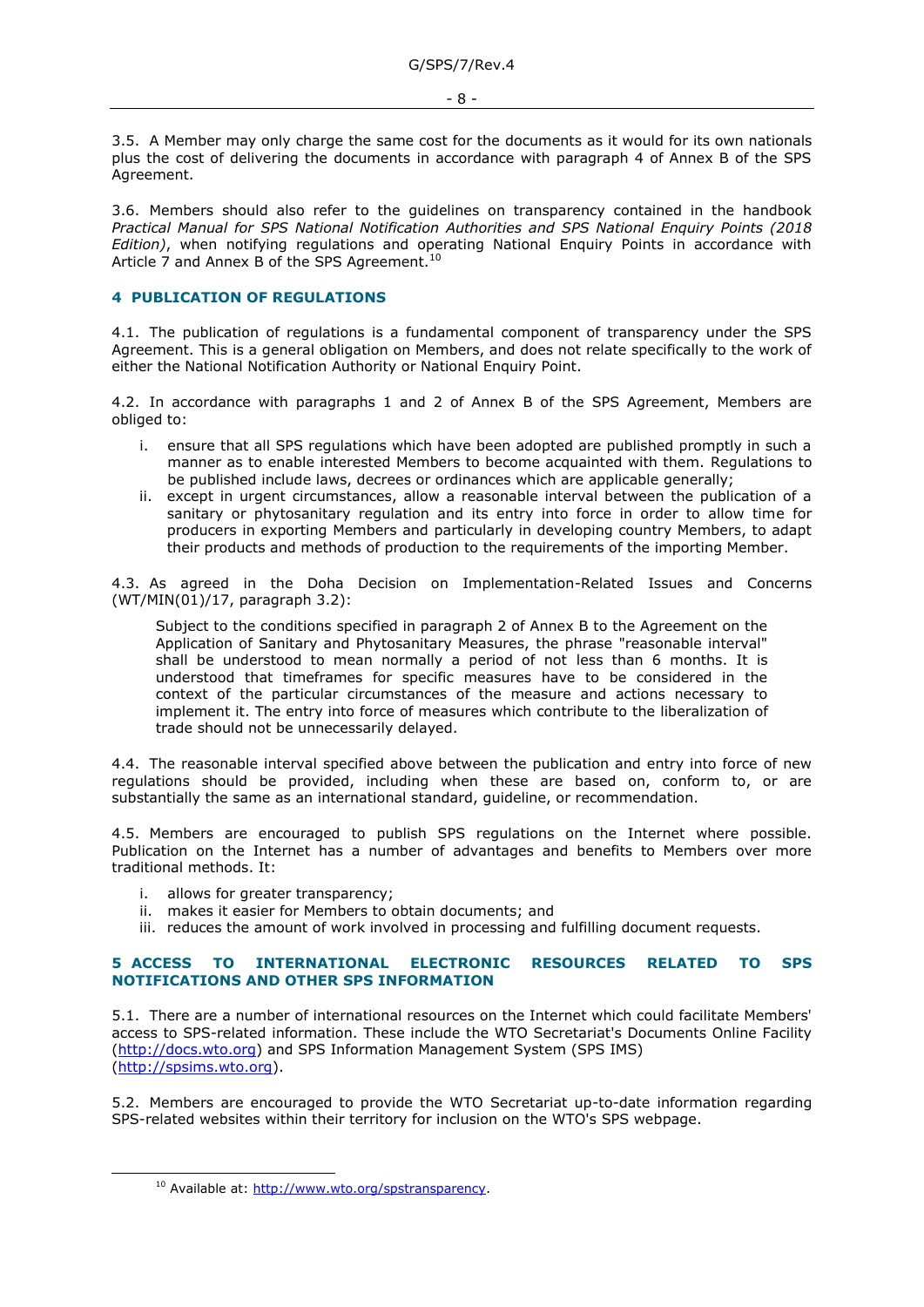3.5. A Member may only charge the same cost for the documents as it would for its own nationals plus the cost of delivering the documents in accordance with paragraph 4 of Annex B of the SPS Agreement.

3.6. Members should also refer to the guidelines on transparency contained in the handbook *Practical Manual for SPS National Notification Authorities and SPS National Enquiry Points (2018 Edition)*, when notifying regulations and operating National Enquiry Points in accordance with Article 7 and Annex B of the SPS Agreement.[10]

## 4 PUBLICATION OF REGULATIONS

4.1. The publication of regulations is a fundamental component of transparency under the SPS Agreement. This is a general obligation on Members, and does not relate specifically to the work of either the National Notification Authority or National Enquiry Point.

4.2. In accordance with paragraphs 1 and 2 of Annex B of the SPS Agreement, Members are obliged to:

i. ensure that all SPS regulations which have been adopted are published promptly in such a manner as to enable interested Members to become acquainted with them. Regulations to be published include laws, decrees or ordinances which are applicable generally;
ii. except in urgent circumstances, allow a reasonable interval between the publication of a sanitary or phytosanitary regulation and its entry into force in order to allow time for producers in exporting Members and particularly in developing country Members, to adapt their products and methods of production to the requirements of the importing Member.

4.3. As agreed in the Doha Decision on Implementation-Related Issues and Concerns (WT/MIN(01)/17, paragraph 3.2):

> Subject to the conditions specified in paragraph 2 of Annex B to the Agreement on the Application of Sanitary and Phytosanitary Measures, the phrase "reasonable interval" shall be understood to mean normally a period of not less than 6 months. It is understood that timeframes for specific measures have to be considered in the context of the particular circumstances of the measure and actions necessary to implement it. The entry into force of measures which contribute to the liberalization of trade should not be unnecessarily delayed.

4.4. The reasonable interval specified above between the publication and entry into force of new regulations should be provided, including when these are based on, conform to, or are substantially the same as an international standard, guideline, or recommendation.

4.5. Members are encouraged to publish SPS regulations on the Internet where possible. Publication on the Internet has a number of advantages and benefits to Members over more traditional methods. It:

i. allows for greater transparency;
ii. makes it easier for Members to obtain documents; and
iii. reduces the amount of work involved in processing and fulfilling document requests.

## 5 ACCESS TO INTERNATIONAL ELECTRONIC RESOURCES RELATED TO SPS NOTIFICATIONS AND OTHER SPS INFORMATION

5.1. There are a number of international resources on the Internet which could facilitate Members' access to SPS-related information. These include the WTO Secretariat's Documents Online Facility (http://docs.wto.org) and SPS Information Management System (SPS IMS) (http://spsims.wto.org).

5.2. Members are encouraged to provide the WTO Secretariat up-to-date information regarding SPS-related websites within their territory for inclusion on the WTO's SPS webpage.

---

[10] Available at: http://www.wto.org/spstransparency.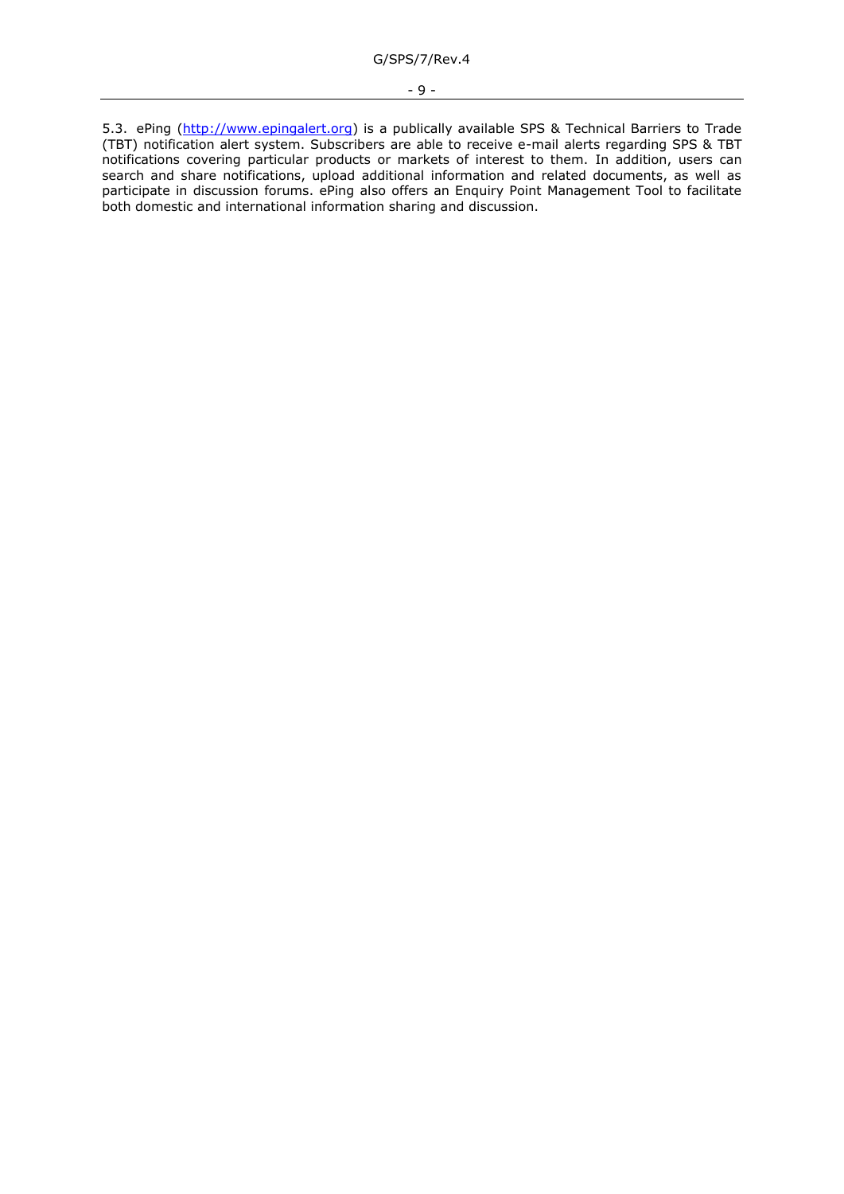5.3. ePing ([http://www.epingalert.org](http://www.epingalert.org)) is a publically available SPS & Technical Barriers to Trade (TBT) notification alert system. Subscribers are able to receive e-mail alerts regarding SPS & TBT notifications covering particular products or markets of interest to them. In addition, users can search and share notifications, upload additional information and related documents, as well as participate in discussion forums. ePing also offers an Enquiry Point Management Tool to facilitate both domestic and international information sharing and discussion.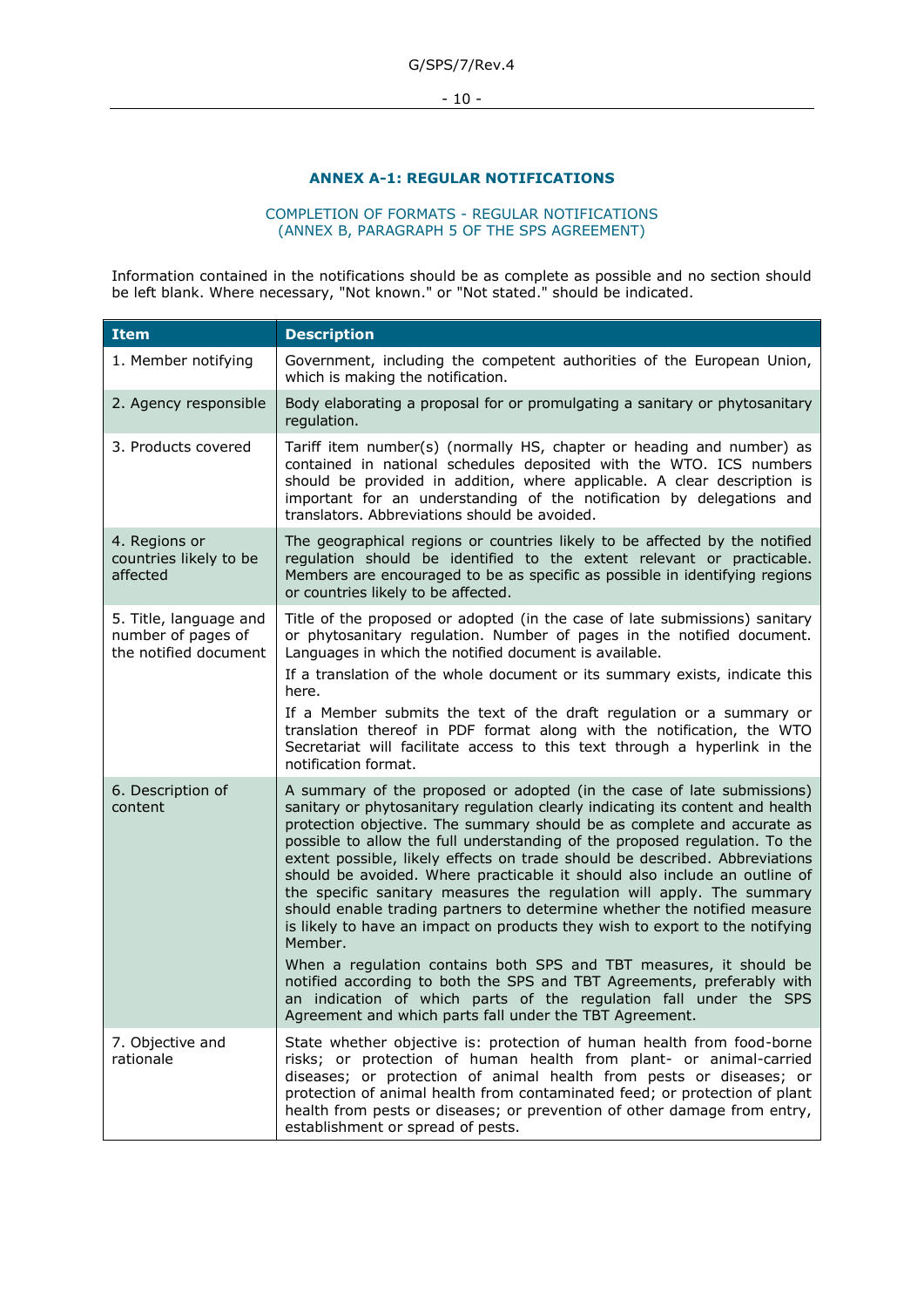## ANNEX A-1: REGULAR NOTIFICATIONS

### COMPLETION OF FORMATS - REGULAR NOTIFICATIONS (ANNEX B, PARAGRAPH 5 OF THE SPS AGREEMENT)

Information contained in the notifications should be as complete as possible and no section should be left blank. Where necessary, "Not known." or "Not stated." should be indicated.

| Item | Description |
|---|---|
| 1. Member notifying | Government, including the competent authorities of the European Union, which is making the notification. |
| 2. Agency responsible | Body elaborating a proposal for or promulgating a sanitary or phytosanitary regulation. |
| 3. Products covered | Tariff item number(s) (normally HS, chapter or heading and number) as contained in national schedules deposited with the WTO. ICS numbers should be provided in addition, where applicable. A clear description is important for an understanding of the notification by delegations and translators. Abbreviations should be avoided. |
| 4. Regions or countries likely to be affected | The geographical regions or countries likely to be affected by the notified regulation should be identified to the extent relevant or practicable. Members are encouraged to be as specific as possible in identifying regions or countries likely to be affected. |
| 5. Title, language and number of pages of the notified document | Title of the proposed or adopted (in the case of late submissions) sanitary or phytosanitary regulation. Number of pages in the notified document. Languages in which the notified document is available.<br>If a translation of the whole document or its summary exists, indicate this here.<br>If a Member submits the text of the draft regulation or a summary or translation thereof in PDF format along with the notification, the WTO Secretariat will facilitate access to this text through a hyperlink in the notification format. |
| 6. Description of content | A summary of the proposed or adopted (in the case of late submissions) sanitary or phytosanitary regulation clearly indicating its content and health protection objective. The summary should be as complete and accurate as possible to allow the full understanding of the proposed regulation. To the extent possible, likely effects on trade should be described. Abbreviations should be avoided. Where practicable it should also include an outline of the specific sanitary measures the regulation will apply. The summary should enable trading partners to determine whether the notified measure is likely to have an impact on products they wish to export to the notifying Member.<br>When a regulation contains both SPS and TBT measures, it should be notified according to both the SPS and TBT Agreements, preferably with an indication of which parts of the regulation fall under the SPS Agreement and which parts fall under the TBT Agreement. |
| 7. Objective and rationale | State whether objective is: protection of human health from food-borne risks; or protection of human health from plant- or animal-carried diseases; or protection of animal health from pests or diseases; or protection of animal health from contaminated feed; or protection of plant health from pests or diseases; or prevention of other damage from entry, establishment or spread of pests. |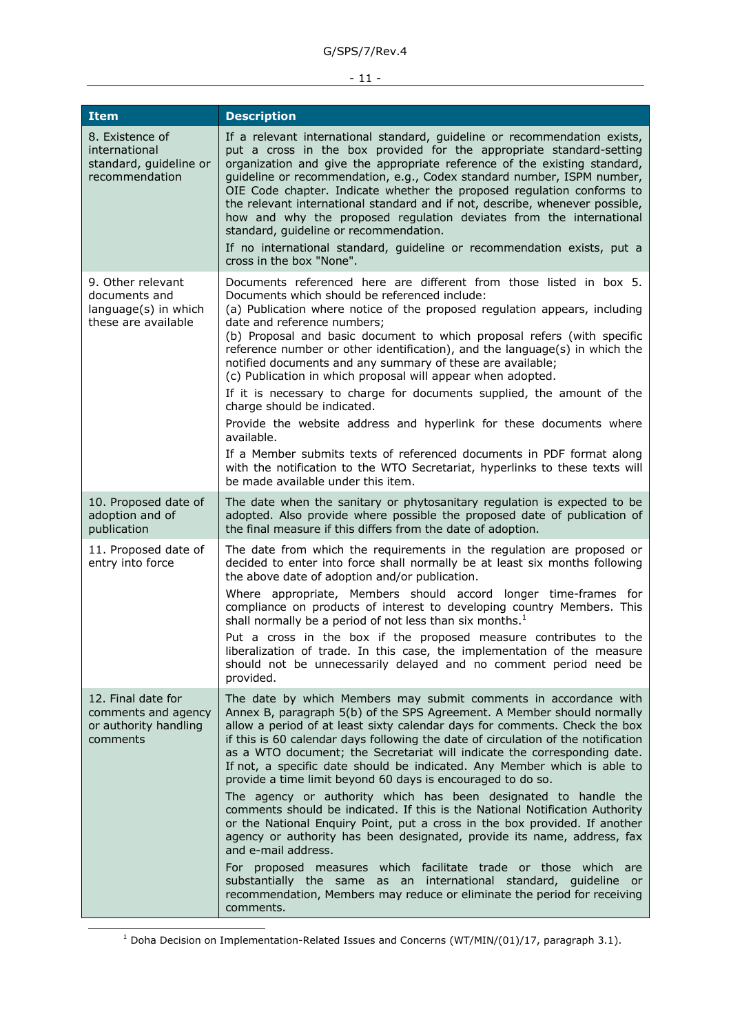| Item | Description |
|---|---|
| 8. Existence of international standard, guideline or recommendation | If a relevant international standard, guideline or recommendation exists, put a cross in the box provided for the appropriate standard-setting organization and give the appropriate reference of the existing standard, guideline or recommendation, e.g., Codex standard number, ISPM number, OIE Code chapter. Indicate whether the proposed regulation conforms to the relevant international standard and if not, describe, whenever possible, how and why the proposed regulation deviates from the international standard, guideline or recommendation.<br><br>If no international standard, guideline or recommendation exists, put a cross in the box "None". |
| 9. Other relevant documents and language(s) in which these are available | Documents referenced here are different from those listed in box 5. Documents which should be referenced include:<br>(a) Publication where notice of the proposed regulation appears, including date and reference numbers;<br>(b) Proposal and basic document to which proposal refers (with specific reference number or other identification), and the language(s) in which the notified documents and any summary of these are available;<br>(c) Publication in which proposal will appear when adopted.<br><br>If it is necessary to charge for documents supplied, the amount of the charge should be indicated.<br><br>Provide the website address and hyperlink for these documents where available.<br><br>If a Member submits texts of referenced documents in PDF format along with the notification to the WTO Secretariat, hyperlinks to these texts will be made available under this item. |
| 10. Proposed date of adoption and of publication | The date when the sanitary or phytosanitary regulation is expected to be adopted. Also provide where possible the proposed date of publication of the final measure if this differs from the date of adoption. |
| 11. Proposed date of entry into force | The date from which the requirements in the regulation are proposed or decided to enter into force shall normally be at least six months following the above date of adoption and/or publication.<br><br>Where appropriate, Members should accord longer time-frames for compliance on products of interest to developing country Members. This shall normally be a period of not less than six months.[1]<br><br>Put a cross in the box if the proposed measure contributes to the liberalization of trade. In this case, the implementation of the measure should not be unnecessarily delayed and no comment period need be provided. |
| 12. Final date for comments and agency or authority handling comments | The date by which Members may submit comments in accordance with Annex B, paragraph 5(b) of the SPS Agreement. A Member should normally allow a period of at least sixty calendar days for comments. Check the box if this is 60 calendar days following the date of circulation of the notification as a WTO document; the Secretariat will indicate the corresponding date. If not, a specific date should be indicated. Any Member which is able to provide a time limit beyond 60 days is encouraged to do so.<br><br>The agency or authority which has been designated to handle the comments should be indicated. If this is the National Notification Authority or the National Enquiry Point, put a cross in the box provided. If another agency or authority has been designated, provide its name, address, fax and e-mail address.<br><br>For proposed measures which facilitate trade or those which are substantially the same as an international standard, guideline or recommendation, Members may reduce or eliminate the period for receiving comments. |

[1] Doha Decision on Implementation-Related Issues and Concerns (WT/MIN/(01)/17, paragraph 3.1).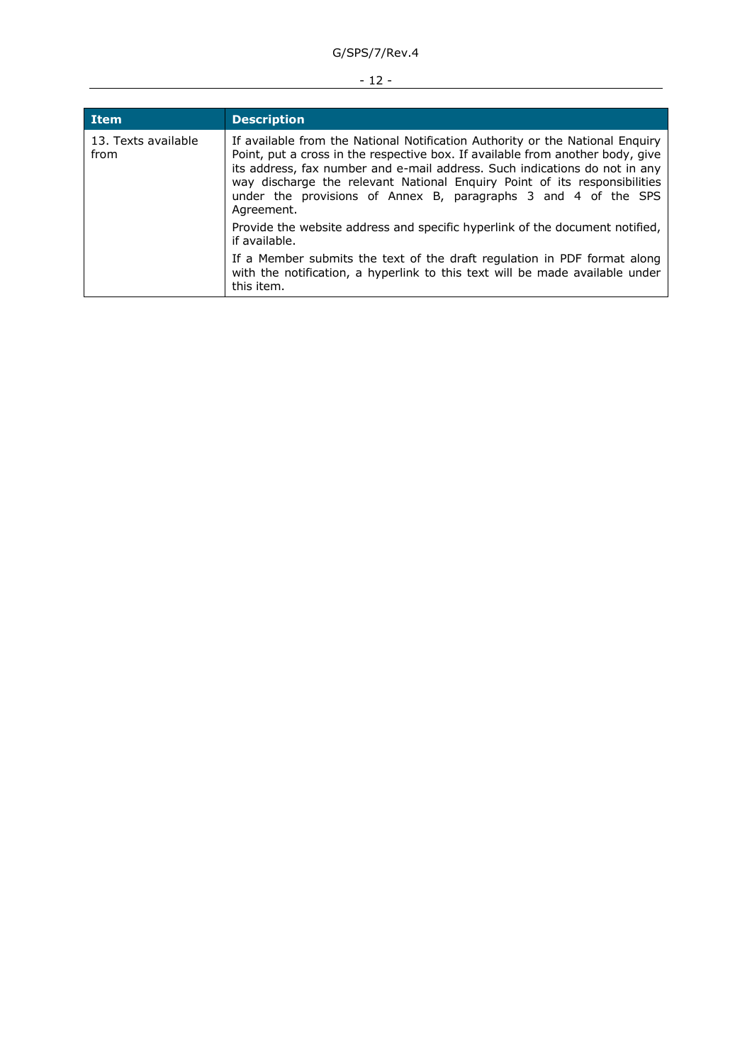| Item | Description |
|---|---|
| 13. Texts available from | If available from the National Notification Authority or the National Enquiry Point, put a cross in the respective box. If available from another body, give its address, fax number and e-mail address. Such indications do not in any way discharge the relevant National Enquiry Point of its responsibilities under the provisions of Annex B, paragraphs 3 and 4 of the SPS Agreement.<br><br>Provide the website address and specific hyperlink of the document notified, if available.<br><br>If a Member submits the text of the draft regulation in PDF format along with the notification, a hyperlink to this text will be made available under this item. |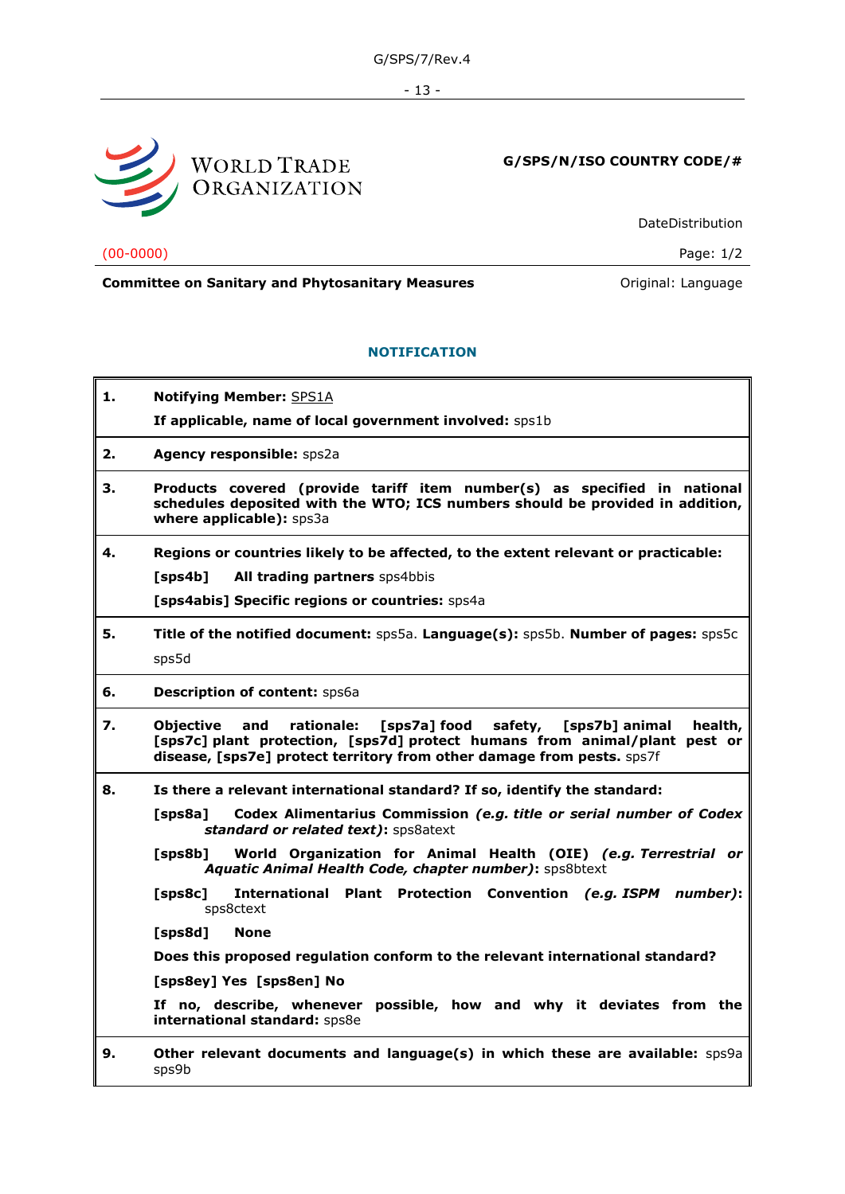WORLD TRADE ORGANIZATION

**G/SPS/N/ISO COUNTRY CODE/#**

DateDistribution

(00-0000)

Page: 1/2

**Committee on Sanitary and Phytosanitary Measures**

Original: Language

## NOTIFICATION

| | |
|---|---|
| **1.** | **Notifying Member:** SPS1A<br><br>**If applicable, name of local government involved:** sps1b |
| **2.** | **Agency responsible:** sps2a |
| **3.** | **Products covered (provide tariff item number(s) as specified in national schedules deposited with the WTO; ICS numbers should be provided in addition, where applicable):** sps3a |
| **4.** | **Regions or countries likely to be affected, to the extent relevant or practicable:**<br><br>**[sps4b] All trading partners** sps4bbis<br><br>**[sps4abis] Specific regions or countries:** sps4a |
| **5.** | **Title of the notified document:** sps5a. **Language(s):** sps5b. **Number of pages:** sps5c<br><br>sps5d |
| **6.** | **Description of content:** sps6a |
| **7.** | **Objective and rationale: [sps7a] food safety, [sps7b] animal health, [sps7c] plant protection, [sps7d] protect humans from animal/plant pest or disease, [sps7e] protect territory from other damage from pests.** sps7f |
| **8.** | **Is there a relevant international standard? If so, identify the standard:**<br><br>**[sps8a] Codex Alimentarius Commission** ***(e.g. title or serial number of Codex standard or related text)*:** sps8atext<br><br>**[sps8b] World Organization for Animal Health (OIE)** ***(e.g. Terrestrial or Aquatic Animal Health Code, chapter number)*:** sps8btext<br><br>**[sps8c] International Plant Protection Convention** ***(e.g. ISPM number)*:** sps8ctext<br><br>**[sps8d] None**<br><br>**Does this proposed regulation conform to the relevant international standard?**<br><br>**[sps8ey] Yes [sps8en] No**<br><br>**If no, describe, whenever possible, how and why it deviates from the international standard:** sps8e |
| **9.** | **Other relevant documents and language(s) in which these are available:** sps9a sps9b |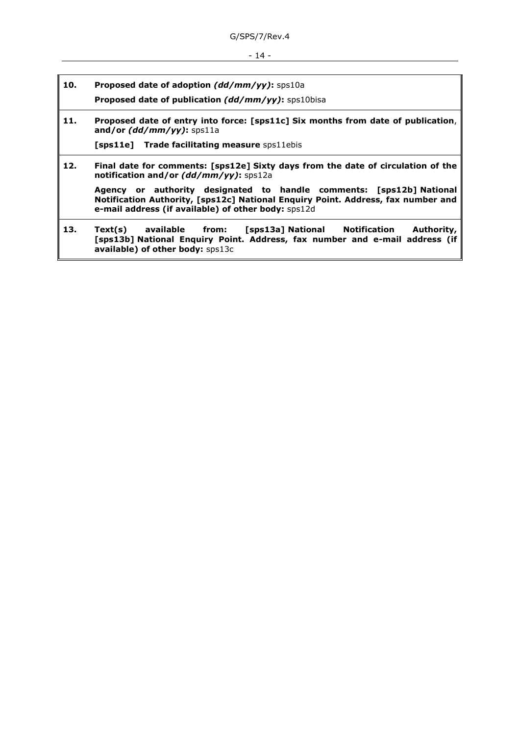| | |
|---|---|
| **10.** | **Proposed date of adoption** ***(dd/mm/yy)*****:** sps10a<br><br>**Proposed date of publication** ***(dd/mm/yy)*****:** sps10bisa |
| **11.** | **Proposed date of entry into force: [sps11c] Six months from date of publication**, **and/or** ***(dd/mm/yy)*****:** sps11a<br><br>**[sps11e] Trade facilitating measure** sps11ebis |
| **12.** | **Final date for comments: [sps12e] Sixty days from the date of circulation of the notification and/or** ***(dd/mm/yy)*****:** sps12a<br><br>**Agency or authority designated to handle comments: [sps12b] National Notification Authority, [sps12c] National Enquiry Point. Address, fax number and e-mail address (if available) of other body:** sps12d |
| **13.** | **Text(s) available from: [sps13a] National Notification Authority, [sps13b] National Enquiry Point. Address, fax number and e-mail address (if available) of other body:** sps13c |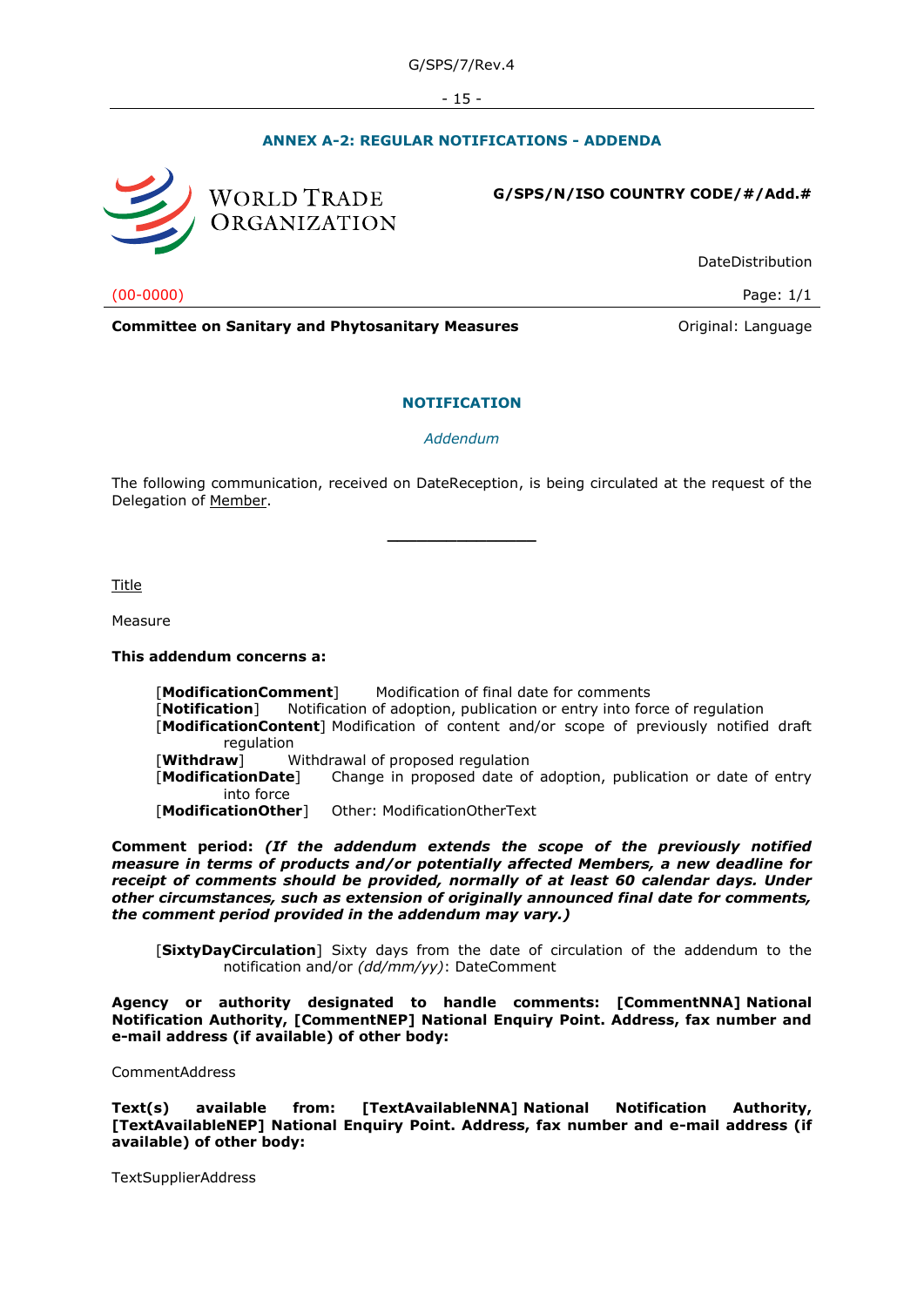## ANNEX A-2: REGULAR NOTIFICATIONS - ADDENDA

WORLD TRADE ORGANIZATION

**G/SPS/N/ISO COUNTRY CODE/#/Add.#**

DateDistribution

(00-0000)

Page: 1/1

**Committee on Sanitary and Phytosanitary Measures**

Original: Language

### NOTIFICATION

*Addendum*

The following communication, received on DateReception, is being circulated at the request of the Delegation of Member.

---

Title

Measure

**This addendum concerns a:**

[**ModificationComment**] Modification of final date for comments
[**Notification**] Notification of adoption, publication or entry into force of regulation
[**ModificationContent**] Modification of content and/or scope of previously notified draft regulation
[**Withdraw**] Withdrawal of proposed regulation
[**ModificationDate**] Change in proposed date of adoption, publication or date of entry into force
[**ModificationOther**] Other: ModificationOtherText

**Comment period:** ***(If the addendum extends the scope of the previously notified measure in terms of products and/or potentially affected Members, a new deadline for receipt of comments should be provided, normally of at least 60 calendar days. Under other circumstances, such as extension of originally announced final date for comments, the comment period provided in the addendum may vary.)***

[**SixtyDayCirculation**] Sixty days from the date of circulation of the addendum to the notification and/or *(dd/mm/yy)*: DateComment

**Agency or authority designated to handle comments: [CommentNNA] National Notification Authority, [CommentNEP] National Enquiry Point. Address, fax number and e-mail address (if available) of other body:**

CommentAddress

**Text(s) available from: [TextAvailableNNA] National Notification Authority, [TextAvailableNEP] National Enquiry Point. Address, fax number and e-mail address (if available) of other body:**

TextSupplierAddress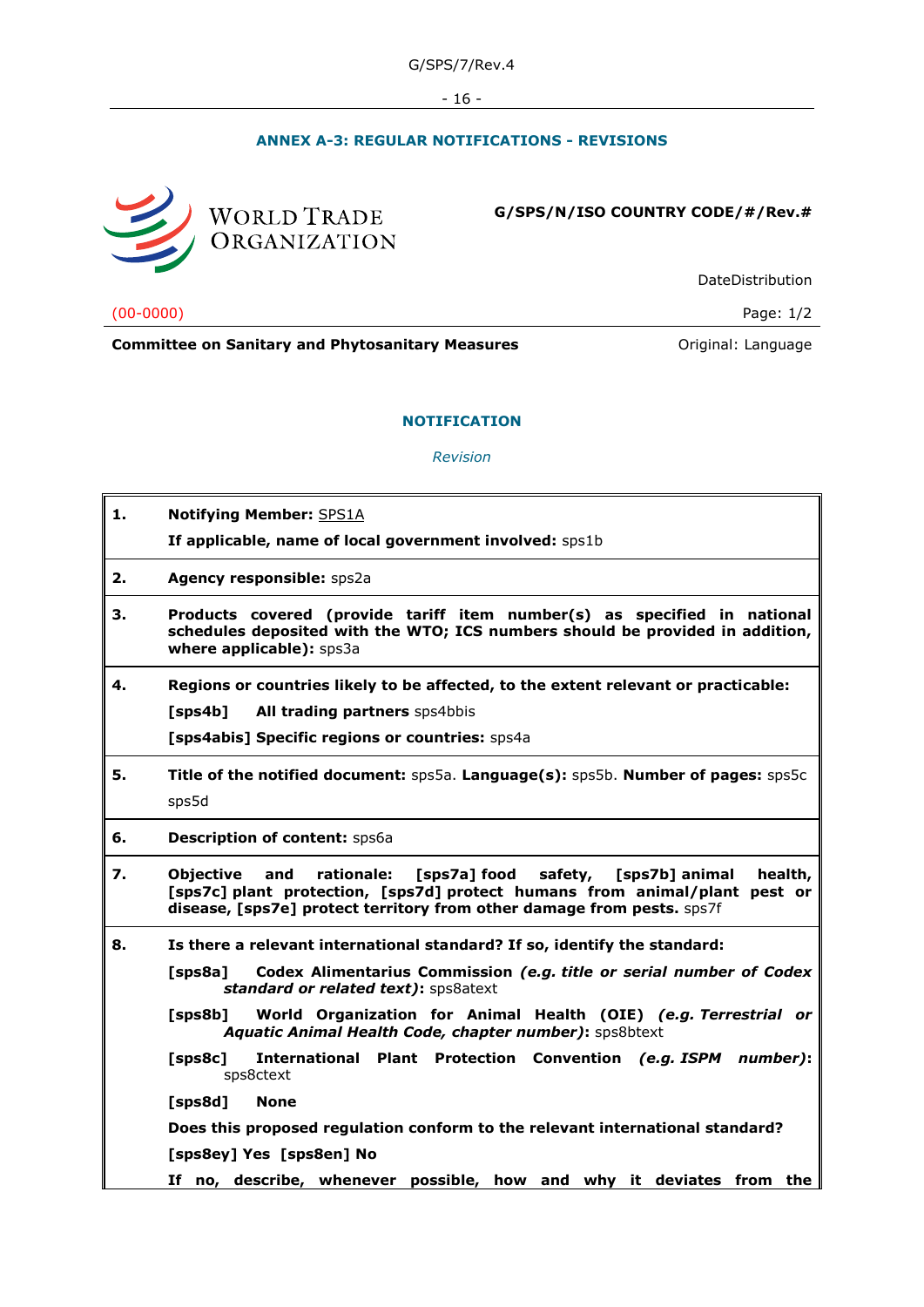## ANNEX A-3: REGULAR NOTIFICATIONS - REVISIONS

WORLD TRADE ORGANIZATION

**G/SPS/N/ISO COUNTRY CODE/#/Rev.#**

DateDistribution

(00-0000) Page: 1/2

**Committee on Sanitary and Phytosanitary Measures** Original: Language

### NOTIFICATION

*Revision*

**1.** **Notifying Member:** SPS1A

**If applicable, name of local government involved:** sps1b

**2.** **Agency responsible:** sps2a

**3.** **Products covered (provide tariff item number(s) as specified in national schedules deposited with the WTO; ICS numbers should be provided in addition, where applicable):** sps3a

**4.** **Regions or countries likely to be affected, to the extent relevant or practicable:**

**[sps4b] All trading partners** sps4bbis

**[sps4abis] Specific regions or countries:** sps4a

**5.** **Title of the notified document:** sps5a. **Language(s):** sps5b. **Number of pages:** sps5c

sps5d

**6.** **Description of content:** sps6a

**7.** **Objective and rationale: [sps7a] food safety, [sps7b] animal health, [sps7c] plant protection, [sps7d] protect humans from animal/plant pest or disease, [sps7e] protect territory from other damage from pests.** sps7f

**8.** **Is there a relevant international standard? If so, identify the standard:**

**[sps8a] Codex Alimentarius Commission** ***(e.g. title or serial number of Codex standard or related text)*:** sps8atext

**[sps8b] World Organization for Animal Health (OIE)** ***(e.g. Terrestrial or Aquatic Animal Health Code, chapter number)*:** sps8btext

**[sps8c] International Plant Protection Convention** ***(e.g. ISPM number)*:** sps8ctext

**[sps8d] None**

**Does this proposed regulation conform to the relevant international standard?**

**[sps8ey] Yes [sps8en] No**

**If no, describe, whenever possible, how and why it deviates from the**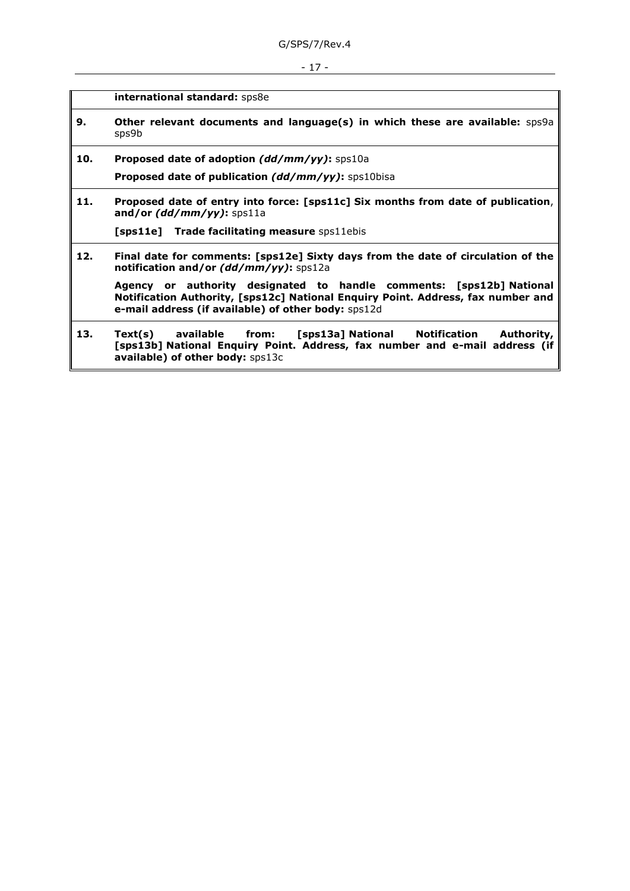| | |
|---|---|
| | **international standard:** sps8e |
| **9.** | **Other relevant documents and language(s) in which these are available:** sps9a sps9b |
| **10.** | **Proposed date of adoption** ***(dd/mm/yy)*****:** sps10a<br><br>**Proposed date of publication** ***(dd/mm/yy)*****:** sps10bisa |
| **11.** | **Proposed date of entry into force: [sps11c] Six months from date of publication**, **and/or** ***(dd/mm/yy)*****:** sps11a<br><br>**[sps11e] Trade facilitating measure** sps11ebis |
| **12.** | **Final date for comments: [sps12e] Sixty days from the date of circulation of the notification and/or** ***(dd/mm/yy)*****:** sps12a<br><br>**Agency or authority designated to handle comments: [sps12b] National Notification Authority, [sps12c] National Enquiry Point. Address, fax number and e-mail address (if available) of other body:** sps12d |
| **13.** | **Text(s) available from: [sps13a] National Notification Authority, [sps13b] National Enquiry Point. Address, fax number and e-mail address (if available) of other body:** sps13c |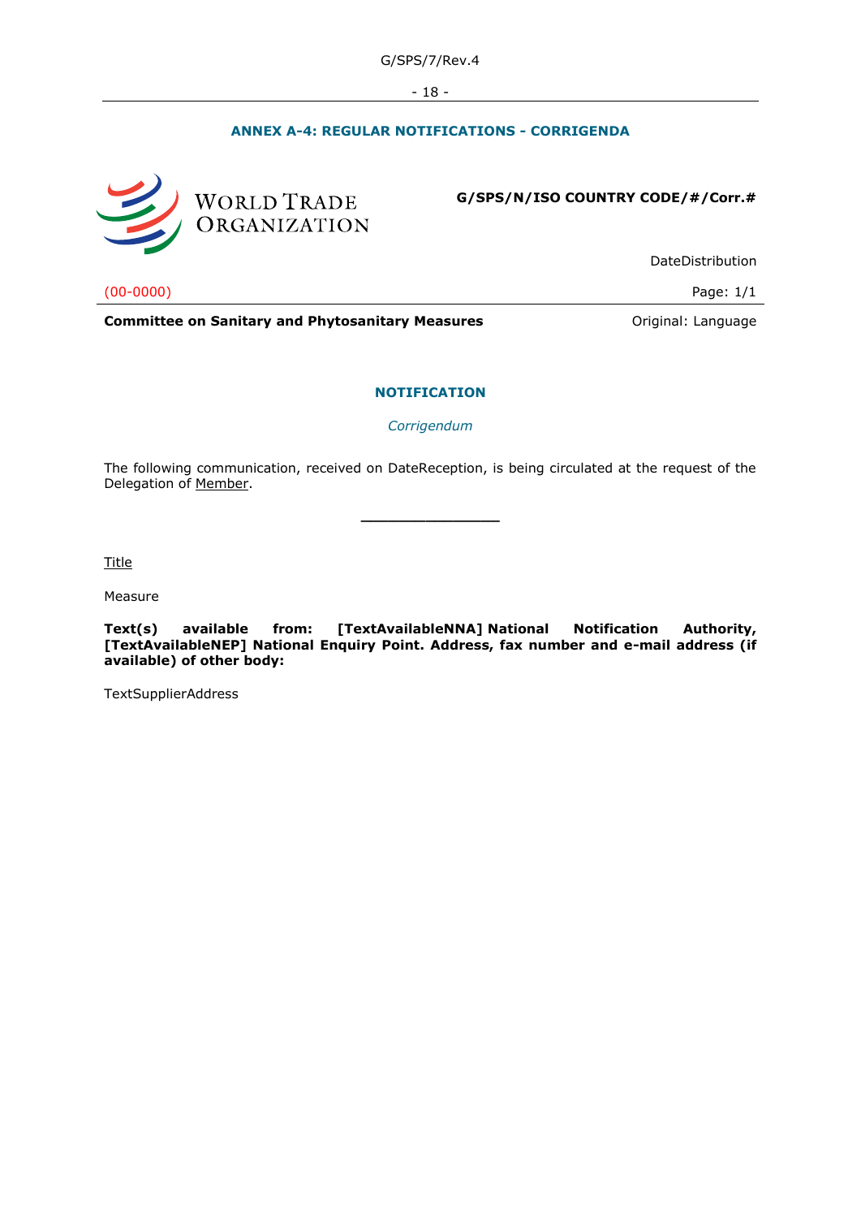## ANNEX A-4: REGULAR NOTIFICATIONS - CORRIGENDA

WORLD TRADE ORGANIZATION

**G/SPS/N/ISO COUNTRY CODE/#/Corr.#**

DateDistribution

(00-0000)

Page: 1/1

**Committee on Sanitary and Phytosanitary Measures**

Original: Language

### NOTIFICATION

*Corrigendum*

The following communication, received on DateReception, is being circulated at the request of the Delegation of Member.

---

Title

Measure

**Text(s) available from: [TextAvailableNNA] National Notification Authority, [TextAvailableNEP] National Enquiry Point. Address, fax number and e-mail address (if available) of other body:**

TextSupplierAddress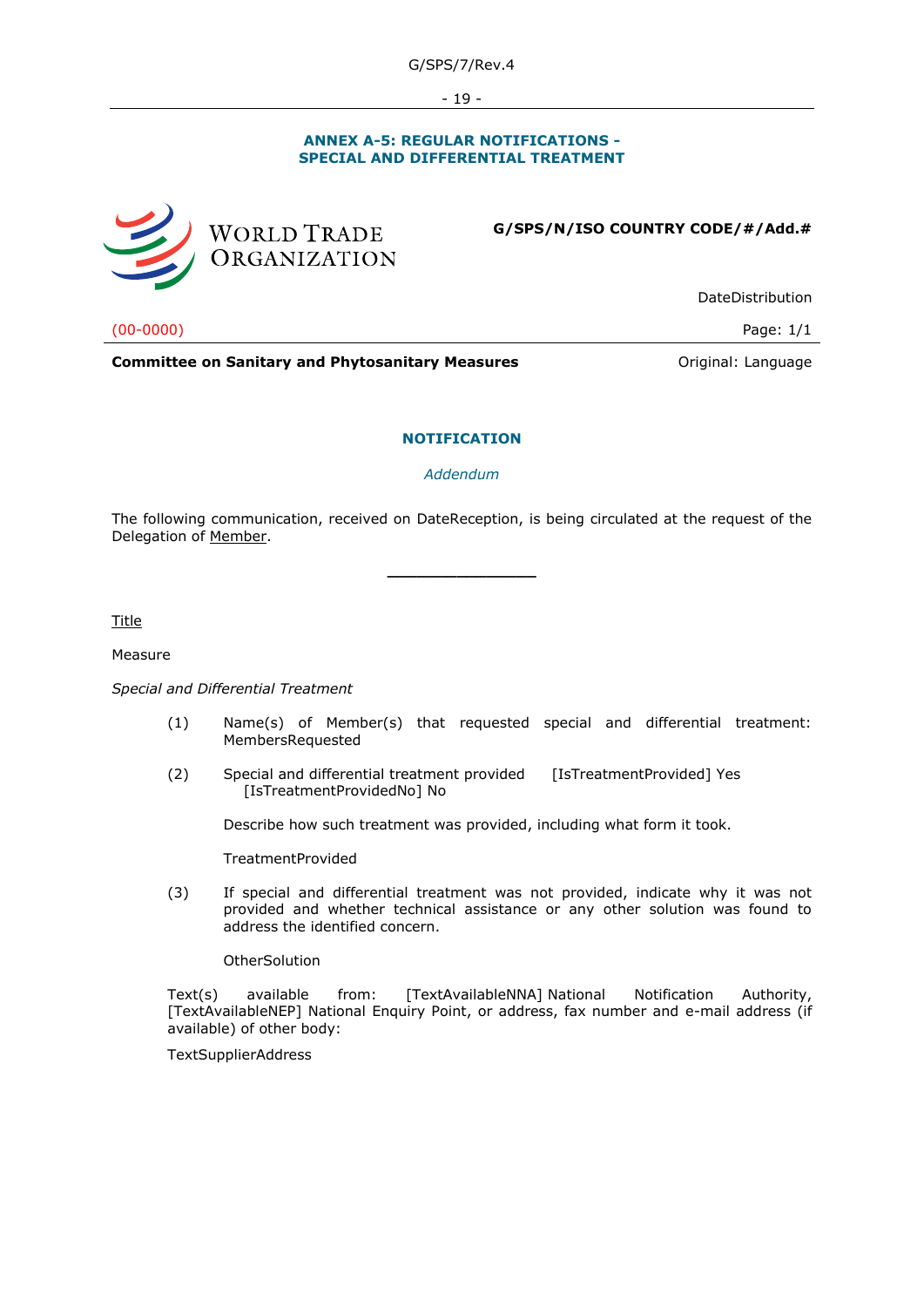## ANNEX A-5: REGULAR NOTIFICATIONS - SPECIAL AND DIFFERENTIAL TRATMENT

WORLD TRADE ORGANIZATION

**G/SPS/N/ISO COUNTRY CODE/#/Add.#**

DateDistribution

(00-0000)

Page: 1/1

**Committee on Sanitary and Phytosanitary Measures**

Original: Language

### NOTIFICATION

*Addendum*

The following communication, received on DateReception, is being circulated at the request of the Delegation of Member.

---

Title

Measure

*Special and Differential Treatment*

(1) Name(s) of Member(s) that requested special and differential treatment: MembersRequested

(2) Special and differential treatment provided [IsTreatmentProvided] Yes [IsTreatmentProvidedNo] No

Describe how such treatment was provided, including what form it took.

TreatmentProvided

(3) If special and differential treatment was not provided, indicate why it was not provided and whether technical assistance or any other solution was found to address the identified concern.

OtherSolution

Text(s) available from: [TextAvailableNNA] National Notification Authority, [TextAvailableNEP] National Enquiry Point, or address, fax number and e-mail address (if available) of other body:

TextSupplierAddress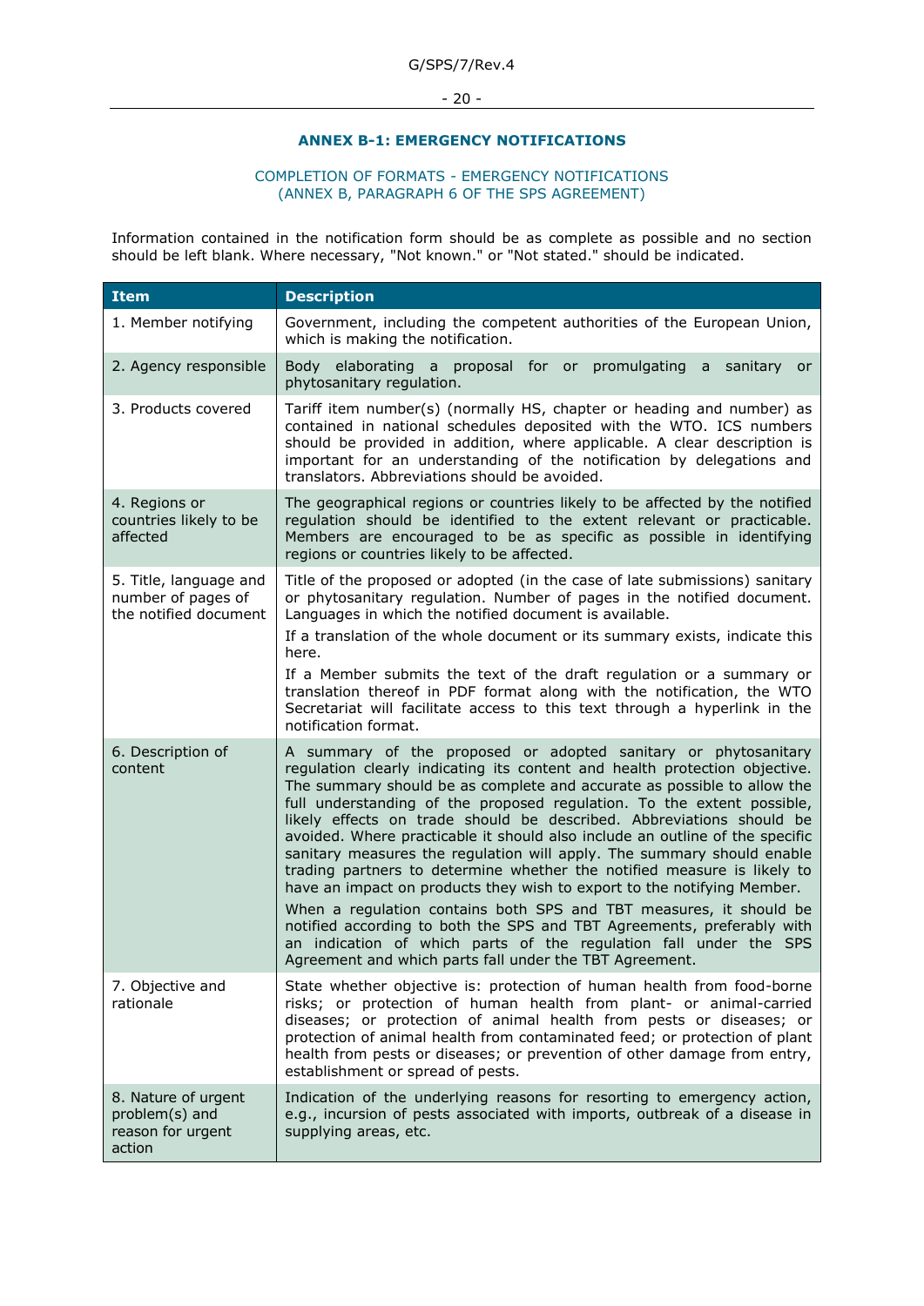## ANNEX B-1: EMERGENCY NOTIFICATIONS

COMPLETION OF FORMATS - EMERGENCY NOTIFICATIONS
(ANNEX B, PARAGRAPH 6 OF THE SPS AGREEMENT)

Information contained in the notification form should be as complete as possible and no section should be left blank. Where necessary, "Not known." or "Not stated." should be indicated.

| Item | Description |
|---|---|
| 1. Member notifying | Government, including the competent authorities of the European Union, which is making the notification. |
| 2. Agency responsible | Body elaborating a proposal for or promulgating a sanitary or phytosanitary regulation. |
| 3. Products covered | Tariff item number(s) (normally HS, chapter or heading and number) as contained in national schedules deposited with the WTO. ICS numbers should be provided in addition, where applicable. A clear description is important for an understanding of the notification by delegations and translators. Abbreviations should be avoided. |
| 4. Regions or countries likely to be affected | The geographical regions or countries likely to be affected by the notified regulation should be identified to the extent relevant or practicable. Members are encouraged to be as specific as possible in identifying regions or countries likely to be affected. |
| 5. Title, language and number of pages of the notified document | Title of the proposed or adopted (in the case of late submissions) sanitary or phytosanitary regulation. Number of pages in the notified document. Languages in which the notified document is available.<br><br>If a translation of the whole document or its summary exists, indicate this here.<br><br>If a Member submits the text of the draft regulation or a summary or translation thereof in PDF format along with the notification, the WTO Secretariat will facilitate access to this text through a hyperlink in the notification format. |
| 6. Description of content | A summary of the proposed or adopted sanitary or phytosanitary regulation clearly indicating its content and health protection objective. The summary should be as complete and accurate as possible to allow the full understanding of the proposed regulation. To the extent possible, likely effects on trade should be described. Abbreviations should be avoided. Where practicable it should also include an outline of the specific sanitary measures the regulation will apply. The summary should enable trading partners to determine whether the notified measure is likely to have an impact on products they wish to export to the notifying Member.<br><br>When a regulation contains both SPS and TBT measures, it should be notified according to both the SPS and TBT Agreements, preferably with an indication of which parts of the regulation fall under the SPS Agreement and which parts fall under the TBT Agreement. |
| 7. Objective and rationale | State whether objective is: protection of human health from food-borne risks; or protection of human health from plant- or animal-carried diseases; or protection of animal health from pests or diseases; or protection of animal health from contaminated feed; or protection of plant health from pests or diseases; or prevention of other damage from entry, establishment or spread of pests. |
| 8. Nature of urgent problem(s) and reason for urgent action | Indication of the underlying reasons for resorting to emergency action, e.g., incursion of pests associated with imports, outbreak of a disease in supplying areas, etc. |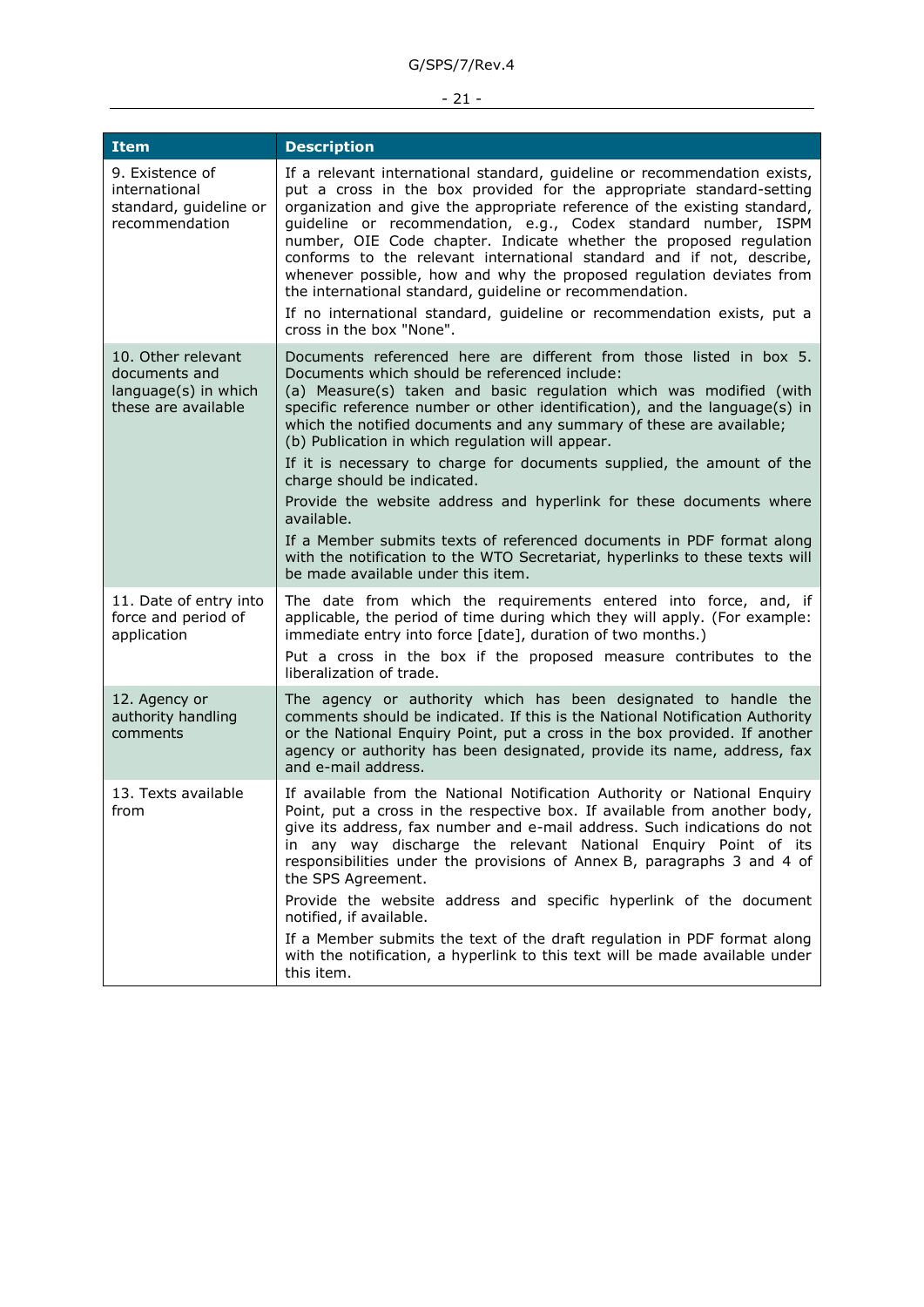| Item | Description |
| --- | --- |
| 9. Existence of international standard, guideline or recommendation | If a relevant international standard, guideline or recommendation exists, put a cross in the box provided for the appropriate standard-setting organization and give the appropriate reference of the existing standard, guideline or recommendation, e.g., Codex standard number, ISPM number, OIE Code chapter. Indicate whether the proposed regulation conforms to the relevant international standard and if not, describe, whenever possible, how and why the proposed regulation deviates from the international standard, guideline or recommendation.<br><br>If no international standard, guideline or recommendation exists, put a cross in the box "None". |
| 10. Other relevant documents and language(s) in which these are available | Documents referenced here are different from those listed in box 5. Documents which should be referenced include:<br>(a) Measure(s) taken and basic regulation which was modified (with specific reference number or other identification), and the language(s) in which the notified documents and any summary of these are available;<br>(b) Publication in which regulation will appear.<br><br>If it is necessary to charge for documents supplied, the amount of the charge should be indicated.<br><br>Provide the website address and hyperlink for these documents where available.<br><br>If a Member submits texts of referenced documents in PDF format along with the notification to the WTO Secretariat, hyperlinks to these texts will be made available under this item. |
| 11. Date of entry into force and period of application | The date from which the requirements entered into force, and, if applicable, the period of time during which they will apply. (For example: immediate entry into force [date], duration of two months.)<br><br>Put a cross in the box if the proposed measure contributes to the liberalization of trade. |
| 12. Agency or authority handling comments | The agency or authority which has been designated to handle the comments should be indicated. If this is the National Notification Authority or the National Enquiry Point, put a cross in the box provided. If another agency or authority has been designated, provide its name, address, fax and e-mail address. |
| 13. Texts available from | If available from the National Notification Authority or National Enquiry Point, put a cross in the respective box. If available from another body, give its address, fax number and e-mail address. Such indications do not in any way discharge the relevant National Enquiry Point of its responsibilities under the provisions of Annex B, paragraphs 3 and 4 of the SPS Agreement.<br><br>Provide the website address and specific hyperlink of the document notified, if available.<br><br>If a Member submits the text of the draft regulation in PDF format along with the notification, a hyperlink to this text will be made available under this item. |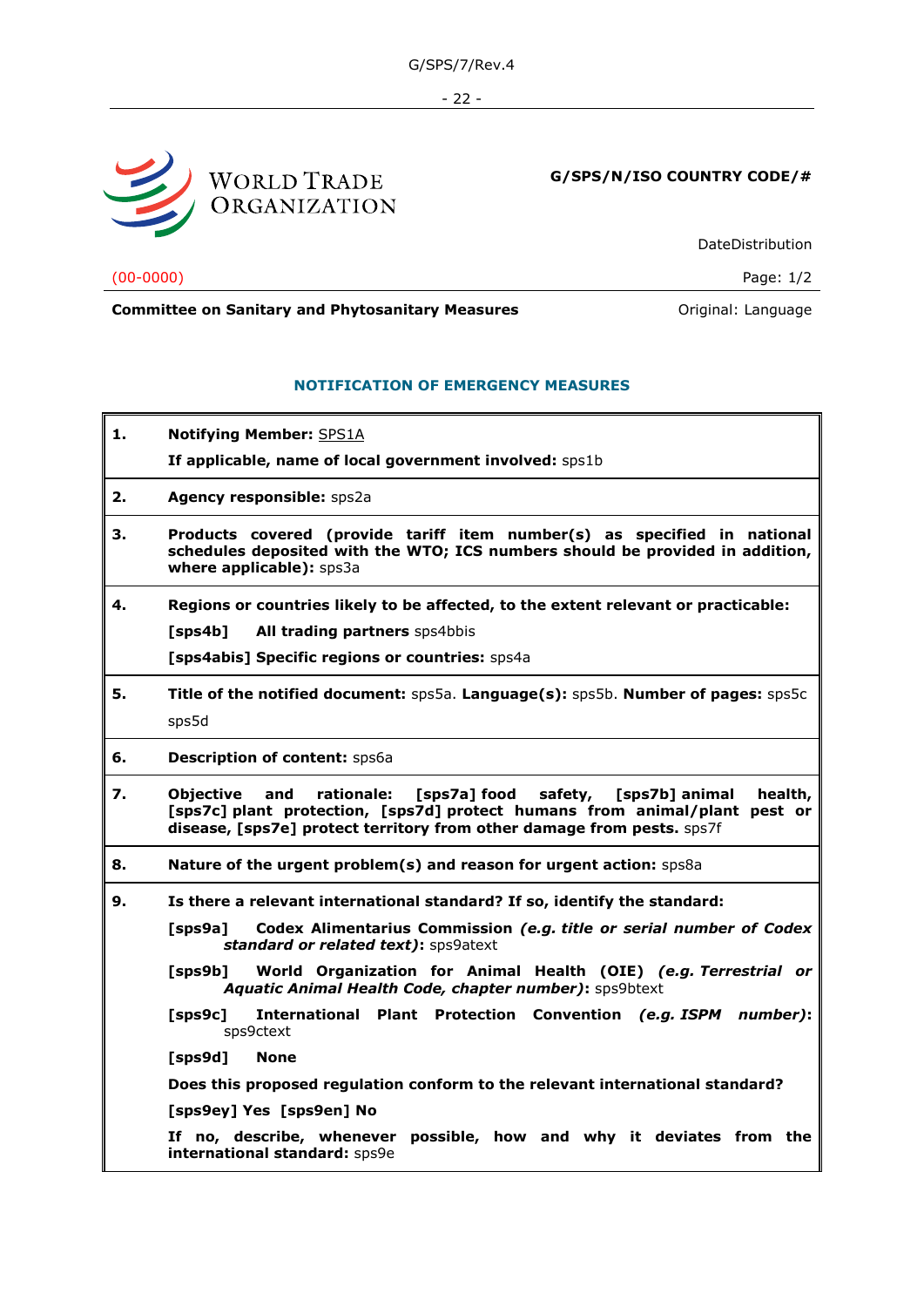WORLD TRADE ORGANIZATION

**G/SPS/N/ISO COUNTRY CODE/#**

DateDistribution

(00-0000)

Page: 1/2

**Committee on Sanitary and Phytosanitary Measures**

Original: Language

## NOTIFICATION OF EMERGENCY MEASURES

| | |
|---|---|
| **1.** | **Notifying Member:** SPS1A<br><br>**If applicable, name of local government involved:** sps1b |
| **2.** | **Agency responsible:** sps2a |
| **3.** | **Products covered (provide tariff item number(s) as specified in national schedules deposited with the WTO; ICS numbers should be provided in addition, where applicable):** sps3a |
| **4.** | **Regions or countries likely to be affected, to the extent relevant or practicable:**<br><br>**[sps4b] All trading partners** sps4bbis<br><br>**[sps4abis] Specific regions or countries:** sps4a |
| **5.** | **Title of the notified document:** sps5a. **Language(s):** sps5b. **Number of pages:** sps5c<br><br>sps5d |
| **6.** | **Description of content:** sps6a |
| **7.** | **Objective and rationale: [sps7a] food safety, [sps7b] animal health, [sps7c] plant protection, [sps7d] protect humans from animal/plant pest or disease, [sps7e] protect territory from other damage from pests.** sps7f |
| **8.** | **Nature of the urgent problem(s) and reason for urgent action:** sps8a |
| **9.** | **Is there a relevant international standard? If so, identify the standard:**<br><br>**[sps9a] Codex Alimentarius Commission *(e.g. title or serial number of Codex standard or related text)*:** sps9atext<br><br>**[sps9b] World Organization for Animal Health (OIE) *(e.g. Terrestrial or Aquatic Animal Health Code, chapter number)*:** sps9btext<br><br>**[sps9c] International Plant Protection Convention *(e.g. ISPM number)*:** sps9ctext<br><br>**[sps9d] None**<br><br>**Does this proposed regulation conform to the relevant international standard?**<br><br>**[sps9ey] Yes [sps9en] No**<br><br>**If no, describe, whenever possible, how and why it deviates from the international standard:** sps9e |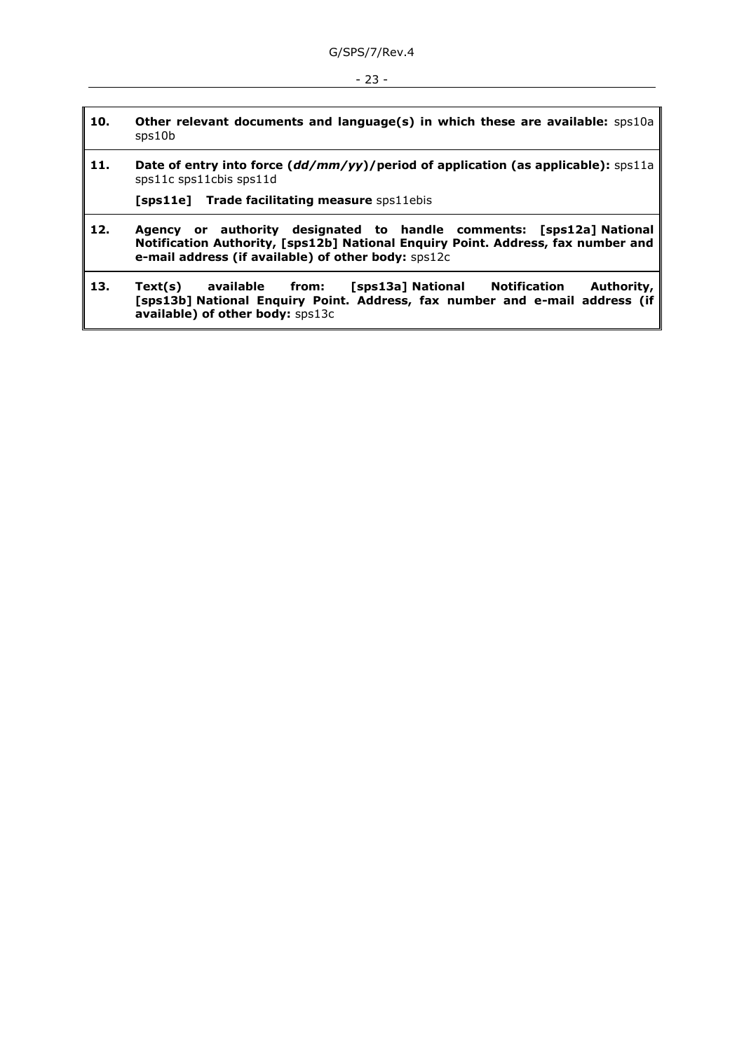| | |
|---|---|
| **10.** | **Other relevant documents and language(s) in which these are available:** sps10a sps10b |
| **11.** | **Date of entry into force (*dd/mm/yy*)/period of application (as applicable):** sps11a sps11c sps11cbis sps11d<br><br>**[sps11e] Trade facilitating measure** sps11ebis |
| **12.** | **Agency or authority designated to handle comments: [sps12a] National Notification Authority, [sps12b] National Enquiry Point. Address, fax number and e-mail address (if available) of other body:** sps12c |
| **13.** | **Text(s) available from: [sps13a] National Notification Authority, [sps13b] National Enquiry Point. Address, fax number and e-mail address (if available) of other body:** sps13c |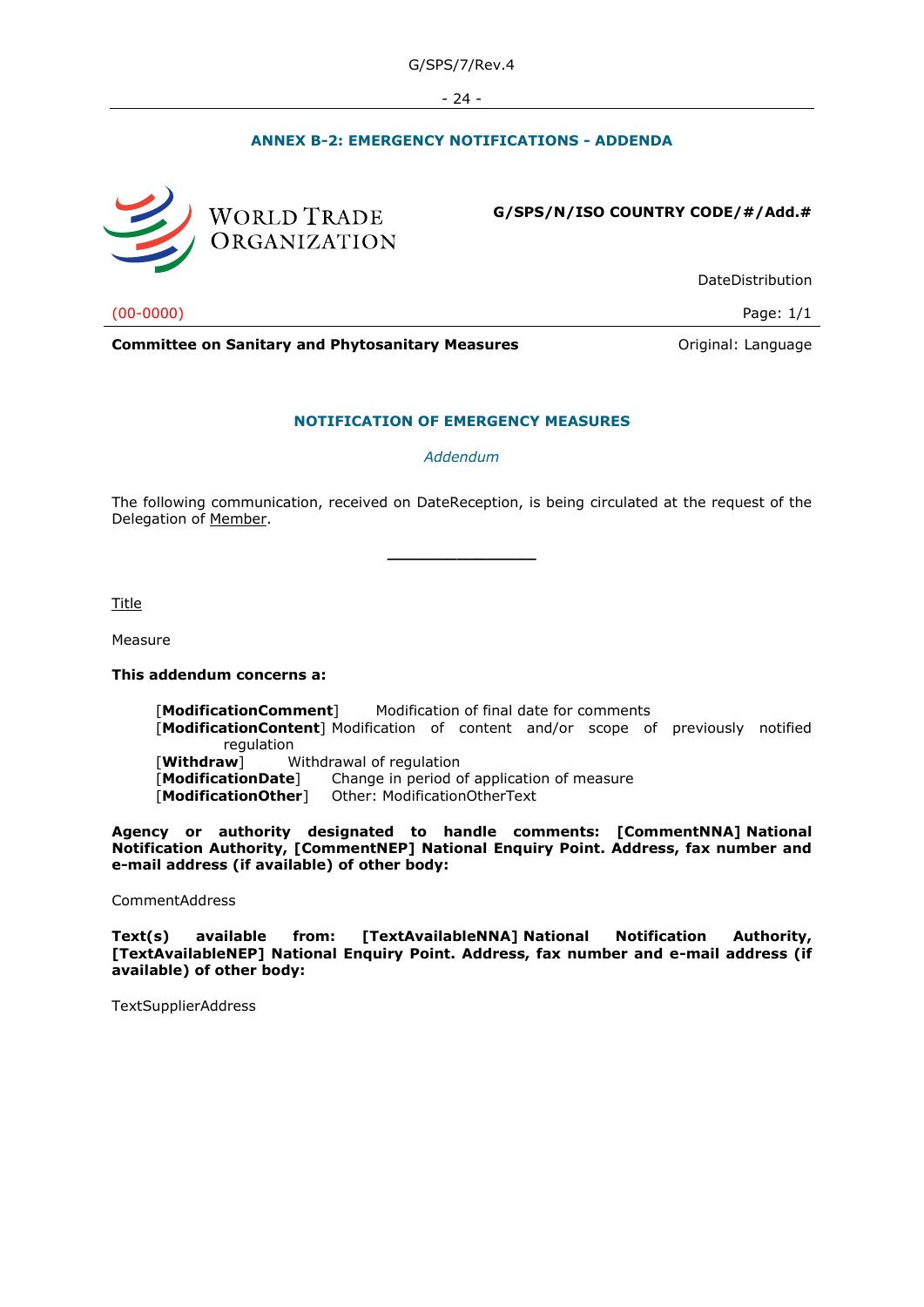## ANNEX B-2: EMERGENCY NOTIFICATIONS - ADDENDA

WORLD TRADE ORGANIZATION

**G/SPS/N/ISO COUNTRY CODE/#/Add.#**

DateDistribution

(00-0000)

Page: 1/1

**Committee on Sanitary and Phytosanitary Measures**

Original: Language

### NOTIFICATION OF EMERGENCY MEASURES

*Addendum*

The following communication, received on DateReception, is being circulated at the request of the Delegation of Member.

---

Title

Measure

**This addendum concerns a:**

[**ModificationComment**] Modification of final date for comments
[**ModificationContent**] Modification of content and/or scope of previously notified regulation
[**Withdraw**] Withdrawal of regulation
[**ModificationDate**] Change in period of application of measure
[**ModificationOther**] Other: ModificationOtherText

**Agency or authority designated to handle comments: [CommentNNA] National Notification Authority, [CommentNEP] National Enquiry Point. Address, fax number and e-mail address (if available) of other body:**

CommentAddress

**Text(s) available from: [TextAvailableNNA] National Notification Authority, [TextAvailableNEP] National Enquiry Point. Address, fax number and e-mail address (if available) of other body:**

TextSupplierAddress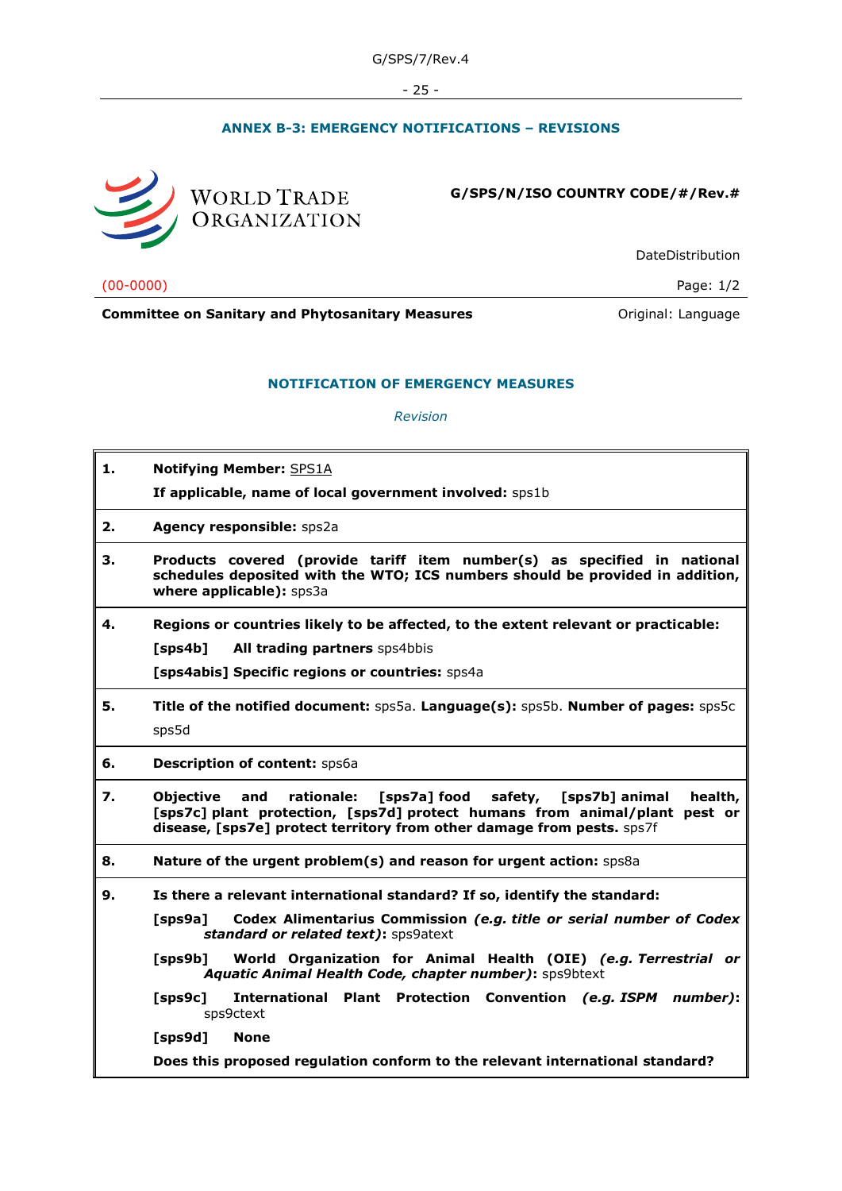## ANNEX B-3: EMERGENCY NOTIFICATIONS – REVISIONS

WORLD TRADE ORGANIZATION

**G/SPS/N/ISO COUNTRY CODE/#/Rev.#**

DateDistribution

(00-0000) Page: 1/2

**Committee on Sanitary and Phytosanitary Measures** Original: Language

### NOTIFICATION OF EMERGENCY MEASURES

*Revision*

| | |
|---|---|
| **1.** | **Notifying Member:** SPS1A<br>**If applicable, name of local government involved:** sps1b |
| **2.** | **Agency responsible:** sps2a |
| **3.** | **Products covered (provide tariff item number(s) as specified in national schedules deposited with the WTO; ICS numbers should be provided in addition, where applicable):** sps3a |
| **4.** | **Regions or countries likely to be affected, to the extent relevant or practicable:**<br>**[sps4b] All trading partners** sps4bbis<br>**[sps4abis] Specific regions or countries:** sps4a |
| **5.** | **Title of the notified document:** sps5a. **Language(s):** sps5b. **Number of pages:** sps5c<br>sps5d |
| **6.** | **Description of content:** sps6a |
| **7.** | **Objective and rationale: [sps7a] food safety, [sps7b] animal health, [sps7c] plant protection, [sps7d] protect humans from animal/plant pest or disease, [sps7e] protect territory from other damage from pests.** sps7f |
| **8.** | **Nature of the urgent problem(s) and reason for urgent action:** sps8a |
| **9.** | **Is there a relevant international standard? If so, identify the standard:**<br>**[sps9a] Codex Alimentarius Commission *(e.g. title or serial number of Codex standard or related text)*:** sps9atext<br>**[sps9b] World Organization for Animal Health (OIE) *(e.g. Terrestrial or Aquatic Animal Health Code, chapter number)*:** sps9btext<br>**[sps9c] International Plant Protection Convention *(e.g. ISPM number)*:** sps9ctext<br>**[sps9d] None**<br>**Does this proposed regulation conform to the relevant international standard?** |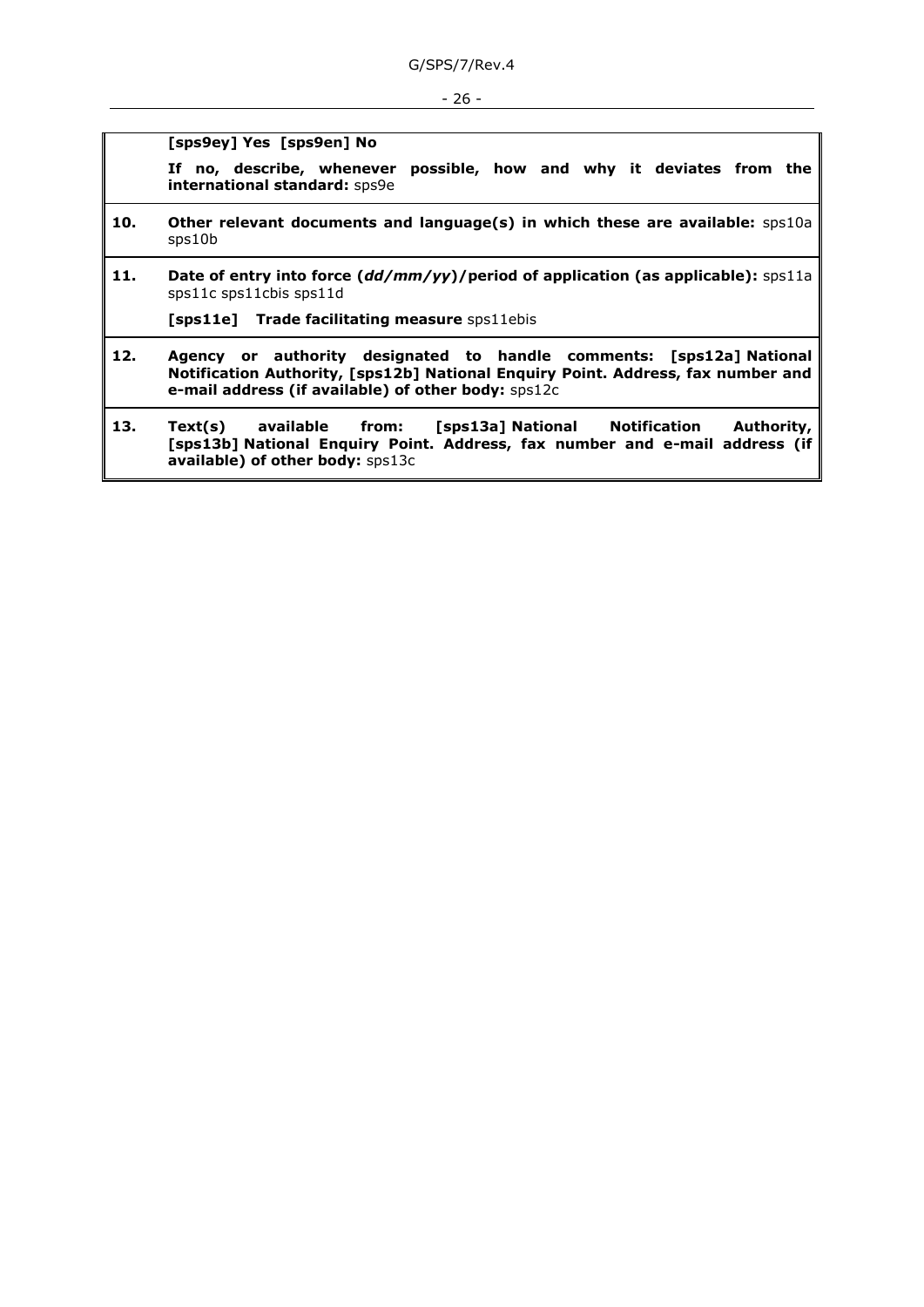| | |
|---|---|
| | **[sps9ey] Yes [sps9en] No**<br><br>**If no, describe, whenever possible, how and why it deviates from the international standard:** sps9e |
| **10.** | **Other relevant documents and language(s) in which these are available:** sps10a sps10b |
| **11.** | **Date of entry into force (*dd/mm/yy*)/period of application (as applicable):** sps11a sps11c sps11cbis sps11d<br><br>**[sps11e] Trade facilitating measure** sps11ebis |
| **12.** | **Agency or authority designated to handle comments: [sps12a] National Notification Authority, [sps12b] National Enquiry Point. Address, fax number and e-mail address (if available) of other body:** sps12c |
| **13.** | **Text(s) available from: [sps13a] National Notification Authority, [sps13b] National Enquiry Point. Address, fax number and e-mail address (if available) of other body:** sps13c |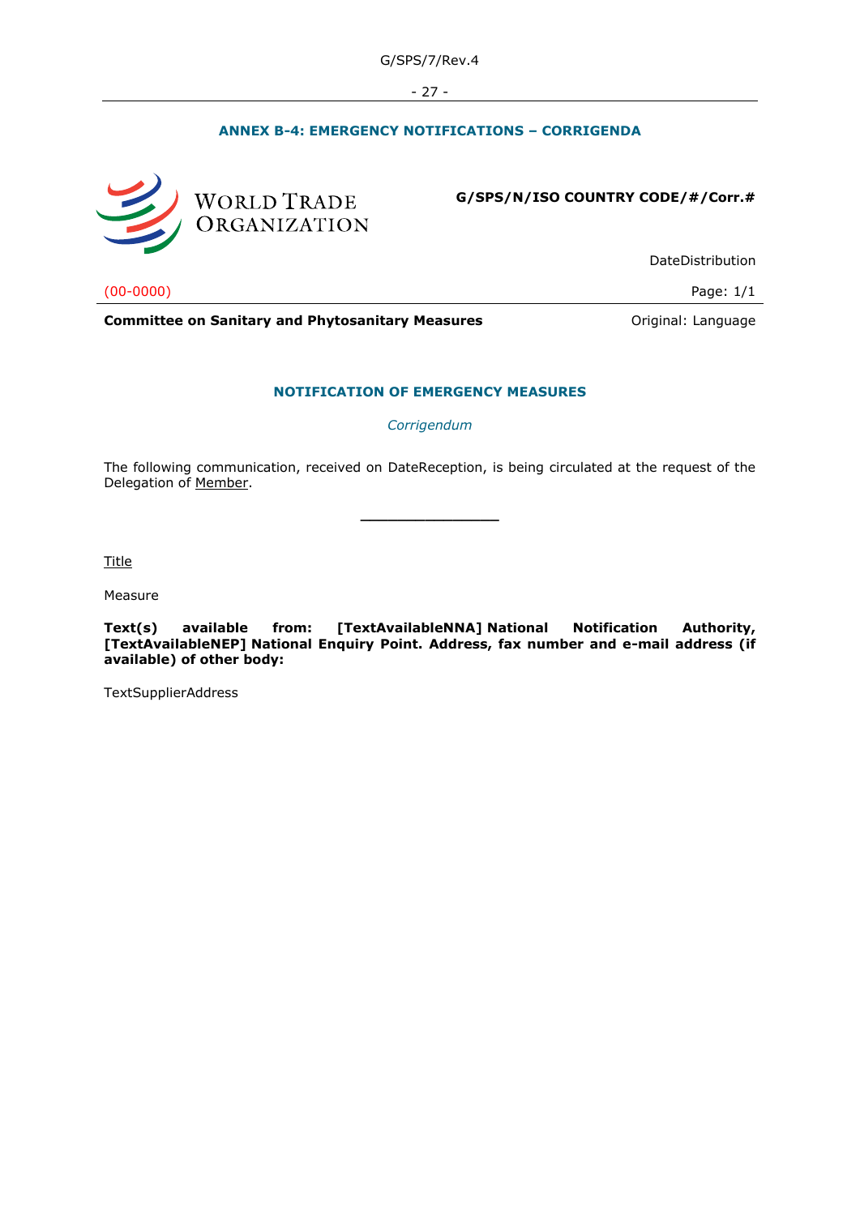## ANNEX B-4: EMERGENCY NOTIFICATIONS – CORRIGENDA

WORLD TRADE ORGANIZATION

**G/SPS/N/ISO COUNTRY CODE/#/Corr.#**

DateDistribution

(00-0000)

Page: 1/1

**Committee on Sanitary and Phytosanitary Measures**

Original: Language

### NOTIFICATION OF EMERGENCY MEASURES

*Corrigendum*

The following communication, received on DateReception, is being circulated at the request of the Delegation of Member.

---

Title

Measure

**Text(s) available from: [TextAvailableNNA] National Notification Authority, [TextAvailableNEP] National Enquiry Point. Address, fax number and e-mail address (if available) of other body:**

TextSupplierAddress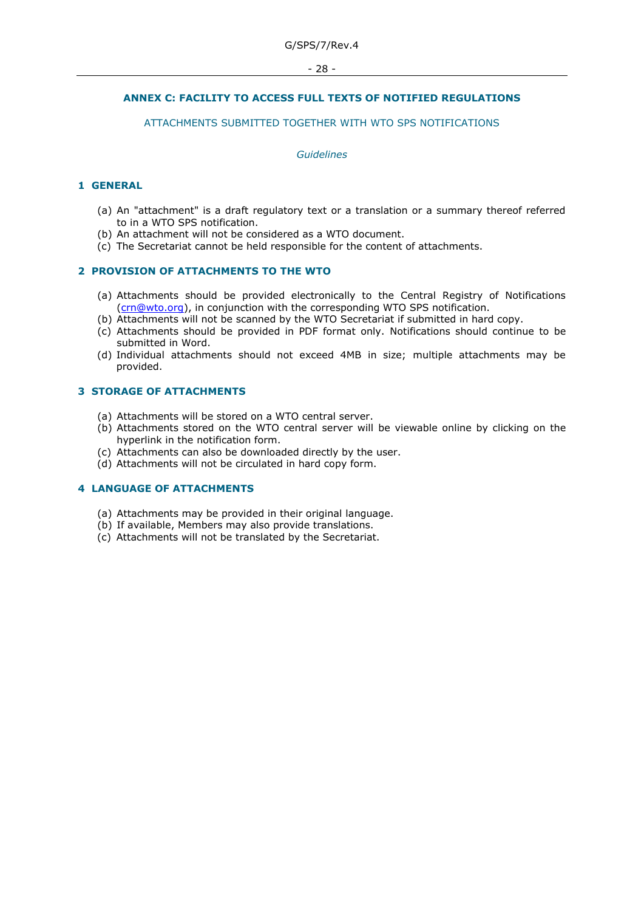## ANNEX C: FACILITY TO ACCESS FULL TEXTS OF NOTIFIED REGULATIONS

ATTACHMENTS SUBMITTED TOGETHER WITH WTO SPS NOTIFICATIONS

*Guidelines*

### 1 GENERAL

(a) An "attachment" is a draft regulatory text or a translation or a summary thereof referred to in a WTO SPS notification.
(b) An attachment will not be considered as a WTO document.
(c) The Secretariat cannot be held responsible for the content of attachments.

### 2 PROVISION OF ATTACHMENTS TO THE WTO

(a) Attachments should be provided electronically to the Central Registry of Notifications (crn@wto.org), in conjunction with the corresponding WTO SPS notification.
(b) Attachments will not be scanned by the WTO Secretariat if submitted in hard copy.
(c) Attachments should be provided in PDF format only. Notifications should continue to be submitted in Word.
(d) Individual attachments should not exceed 4MB in size; multiple attachments may be provided.

### 3 STORAGE OF ATTACHMENTS

(a) Attachments will be stored on a WTO central server.
(b) Attachments stored on the WTO central server will be viewable online by clicking on the hyperlink in the notification form.
(c) Attachments can also be downloaded directly by the user.
(d) Attachments will not be circulated in hard copy form.

### 4 LANGUAGE OF ATTACHMENTS

(a) Attachments may be provided in their original language.
(b) If available, Members may also provide translations.
(c) Attachments will not be translated by the Secretariat.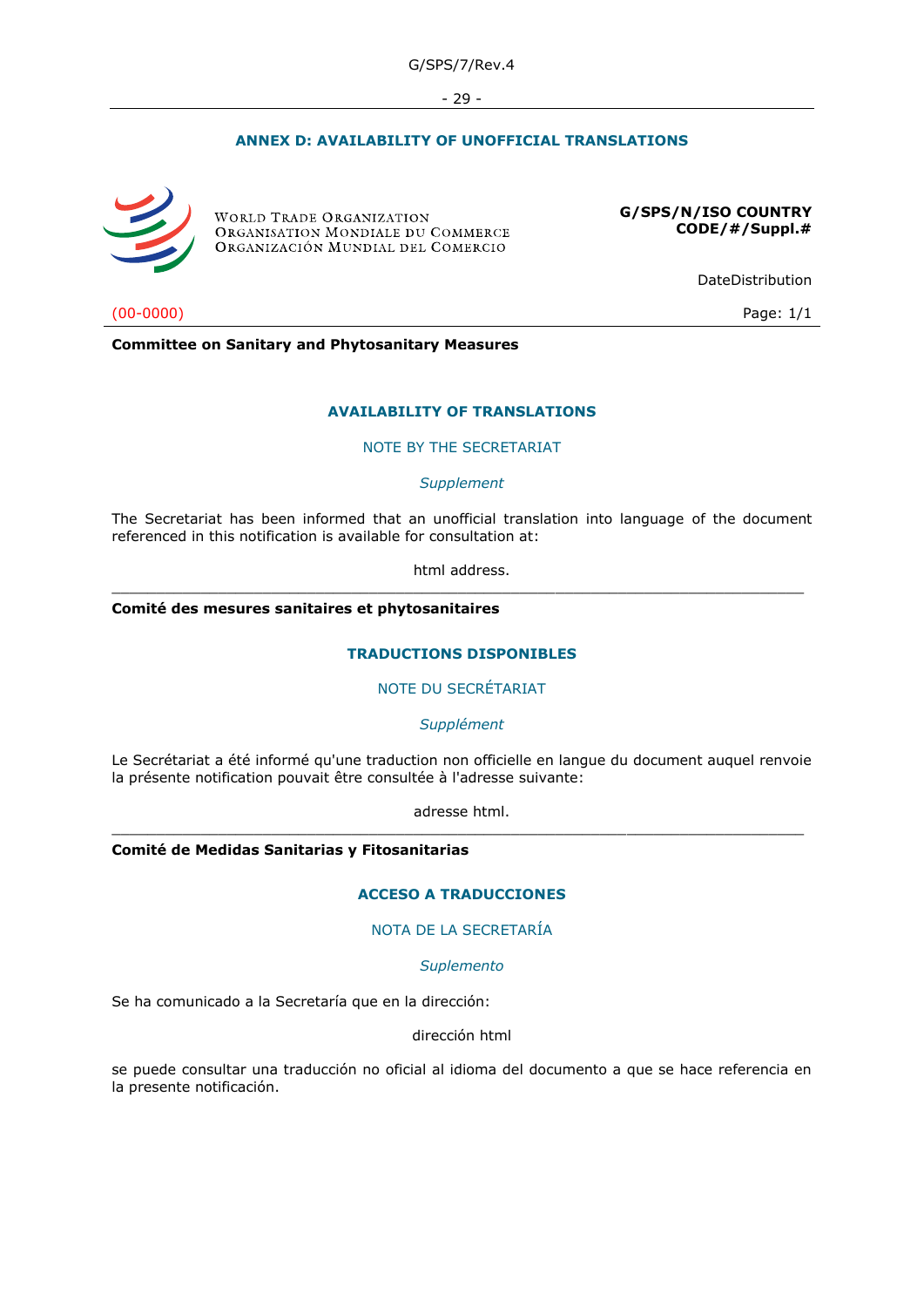## ANNEX D: AVAILABILITY OF UNOFFICIAL TRANSLATIONS

WORLD TRADE ORGANIZATION
ORGANISATION MONDIALE DU COMMERCE
ORGANIZACIÓN MUNDIAL DEL COMERCIO

**G/SPS/N/ISO COUNTRY CODE/#/Suppl.#**

DateDistribution

(00-0000) Page: 1/1

**Committee on Sanitary and Phytosanitary Measures**

### AVAILABILITY OF TRANSLATIONS

NOTE BY THE SECRETARIAT

*Supplement*

The Secretariat has been informed that an unofficial translation into language of the document referenced in this notification is available for consultation at:

html address.

---

**Comité des mesures sanitaires et phytosanitaires**

### TRADUCTIONS DISPONIBLES

NOTE DU SECRÉTARIAT

*Supplément*

Le Secrétariat a été informé qu'une traduction non officielle en langue du document auquel renvoie la présente notification pouvait être consultée à l'adresse suivante:

adresse html.

---

**Comité de Medidas Sanitarias y Fitosanitarias**

### ACCESO A TRADUCCIONES

NOTA DE LA SECRETARÍA

*Suplemento*

Se ha comunicado a la Secretaría que en la dirección:

dirección html

se puede consultar una traducción no oficial al idioma del documento a que se hace referencia en la presente notificación.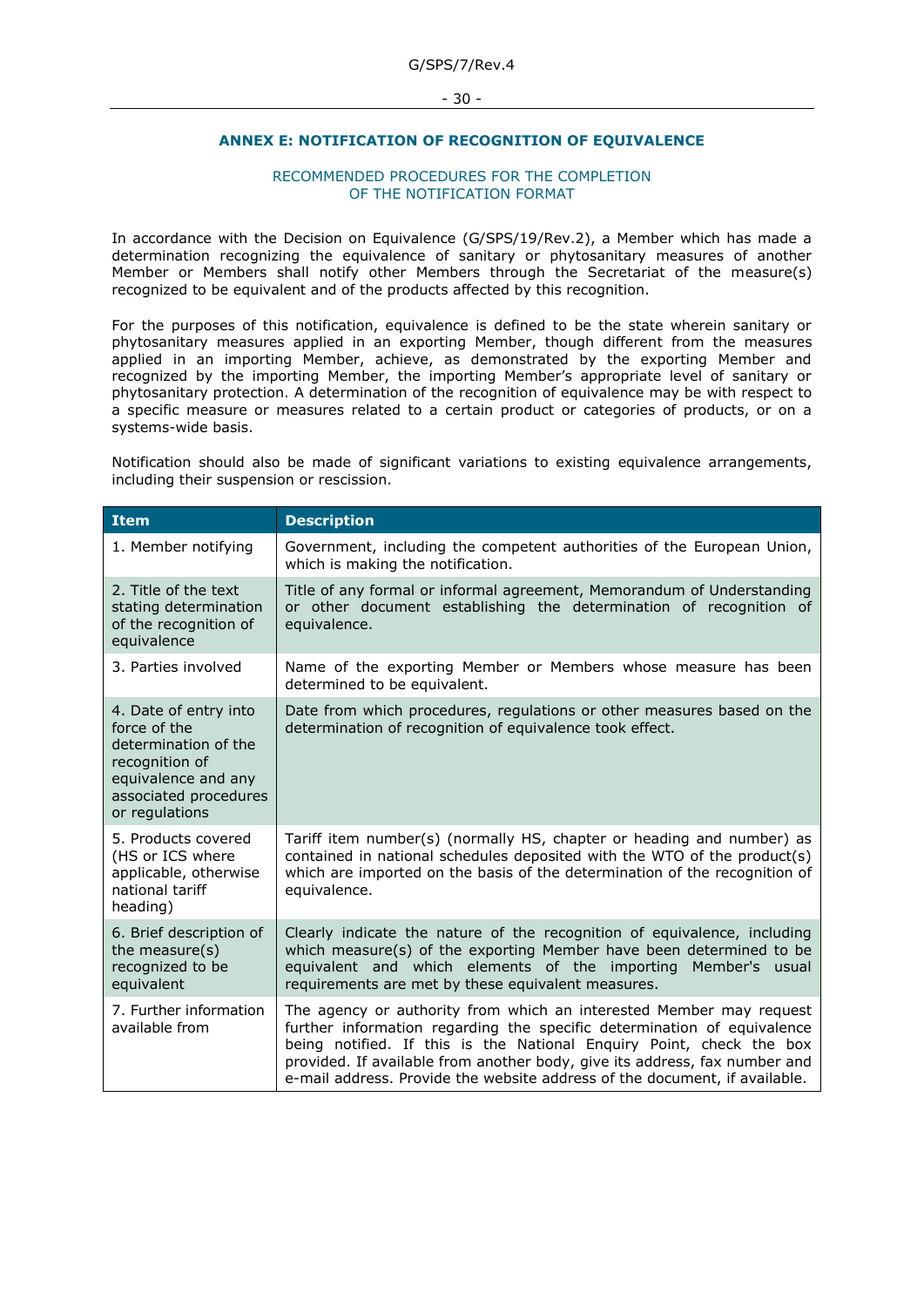## ANNEX E: NOTIFICATION OF RECOGNITION OF EQUIVALENCE

### RECOMMENDED PROCEDURES FOR THE COMPLETION OF THE NOTIFICATION FORMAT

In accordance with the Decision on Equivalence (G/SPS/19/Rev.2), a Member which has made a determination recognizing the equivalence of sanitary or phytosanitary measures of another Member or Members shall notify other Members through the Secretariat of the measure(s) recognized to be equivalent and of the products affected by this recognition.

For the purposes of this notification, equivalence is defined to be the state wherein sanitary or phytosanitary measures applied in an exporting Member, though different from the measures applied in an importing Member, achieve, as demonstrated by the exporting Member and recognized by the importing Member, the importing Member's appropriate level of sanitary or phytosanitary protection. A determination of the recognition of equivalence may be with respect to a specific measure or measures related to a certain product or categories of products, or on a systems-wide basis.

Notification should also be made of significant variations to existing equivalence arrangements, including their suspension or rescission.

| Item | Description |
|---|---|
| 1. Member notifying | Government, including the competent authorities of the European Union, which is making the notification. |
| 2. Title of the text stating determination of the recognition of equivalence | Title of any formal or informal agreement, Memorandum of Understanding or other document establishing the determination of recognition of equivalence. |
| 3. Parties involved | Name of the exporting Member or Members whose measure has been determined to be equivalent. |
| 4. Date of entry into force of the determination of the recognition of equivalence and any associated procedures or regulations | Date from which procedures, regulations or other measures based on the determination of recognition of equivalence took effect. |
| 5. Products covered (HS or ICS where applicable, otherwise national tariff heading) | Tariff item number(s) (normally HS, chapter or heading and number) as contained in national schedules deposited with the WTO of the product(s) which are imported on the basis of the determination of the recognition of equivalence. |
| 6. Brief description of the measure(s) recognized to be equivalent | Clearly indicate the nature of the recognition of equivalence, including which measure(s) of the exporting Member have been determined to be equivalent and which elements of the importing Member's usual requirements are met by these equivalent measures. |
| 7. Further information available from | The agency or authority from which an interested Member may request further information regarding the specific determination of equivalence being notified. If this is the National Enquiry Point, check the box provided. If available from another body, give its address, fax number and e-mail address. Provide the website address of the document, if available. |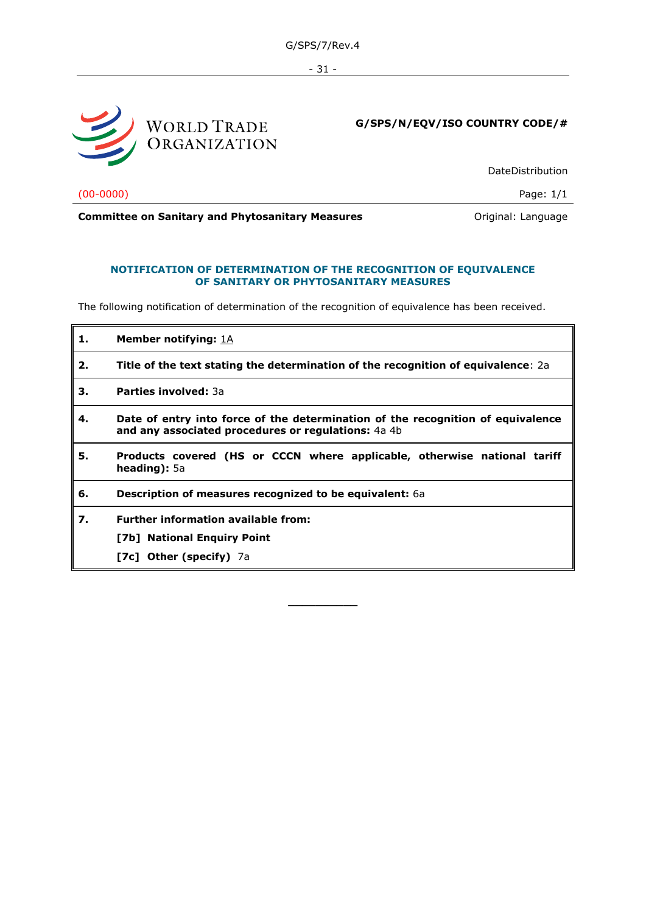WORLD TRADE ORGANIZATION

**G/SPS/N/EQV/ISO COUNTRY CODE/#**

DateDistribution

(00-0000)

Page: 1/1

**Committee on Sanitary and Phytosanitary Measures**

Original: Language

## NOTIFICATION OF DETERMINATION OF THE RECOGNITION OF EQUIVALENCE OF SANITARY OR PHYTOSANITARY MEASURES

The following notification of determination of the recognition of equivalence has been received.

| | |
|---|---|
| **1.** | **Member notifying:** 1A |
| **2.** | **Title of the text stating the determination of the recognition of equivalence**: 2a |
| **3.** | **Parties involved:** 3a |
| **4.** | **Date of entry into force of the determination of the recognition of equivalence and any associated procedures or regulations:** 4a 4b |
| **5.** | **Products covered (HS or CCCN where applicable, otherwise national tariff heading):** 5a |
| **6.** | **Description of measures recognized to be equivalent:** 6a |
| **7.** | **Further information available from:**<br>**[7b] National Enquiry Point**<br>**[7c] Other (specify)** 7a |